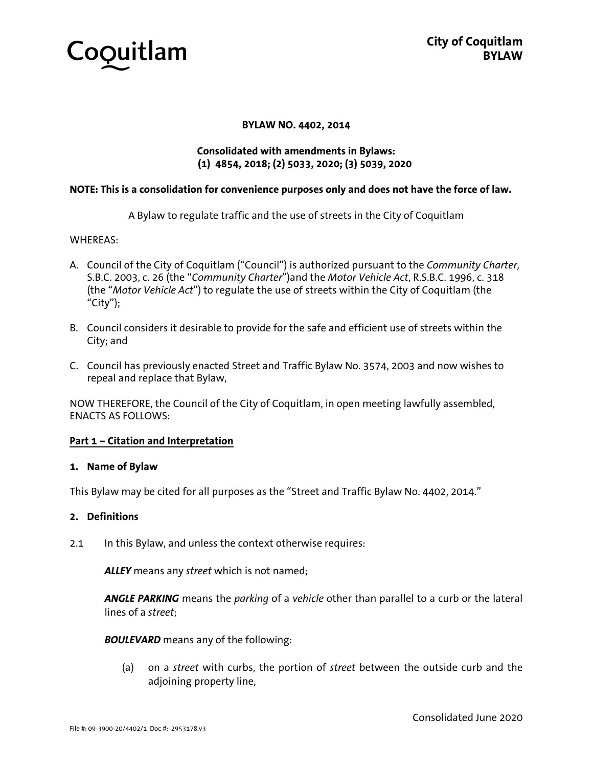Coquitlam

**City of Coquitlam**
**BYLAW**

**BYLAW NO. 4402, 2014**

**Consolidated with amendments in Bylaws:**
**(1) 4854, 2018; (2) 5033, 2020; (3) 5039, 2020**

**NOTE: This is a consolidation for convenience purposes only and does not have the force of law.**

A Bylaw to regulate traffic and the use of streets in the City of Coquitlam

WHEREAS:

A. Council of the City of Coquitlam ("Council") is authorized pursuant to the *Community Charter*, S.B.C. 2003, c. 26 (the "*Community Charter*")and the *Motor Vehicle Act*, R.S.B.C. 1996, c. 318 (the "*Motor Vehicle Act*") to regulate the use of streets within the City of Coquitlam (the "City");

B. Council considers it desirable to provide for the safe and efficient use of streets within the City; and

C. Council has previously enacted Street and Traffic Bylaw No. 3574, 2003 and now wishes to repeal and replace that Bylaw,

NOW THEREFORE, the Council of the City of Coquitlam, in open meeting lawfully assembled, ENACTS AS FOLLOWS:

## Part 1 – Citation and Interpretation

### 1. Name of Bylaw

This Bylaw may be cited for all purposes as the "Street and Traffic Bylaw No. 4402, 2014."

### 2. Definitions

2.1 In this Bylaw, and unless the context otherwise requires:

***ALLEY*** means any *street* which is not named;

***ANGLE PARKING*** means the *parking* of a *vehicle* other than parallel to a curb or the lateral lines of a *street*;

***BOULEVARD*** means any of the following:

(a) on a *street* with curbs, the portion of *street* between the outside curb and the adjoining property line,

Consolidated June 2020

File #: 09-3900-20/4402/1 Doc #: 2953178.v3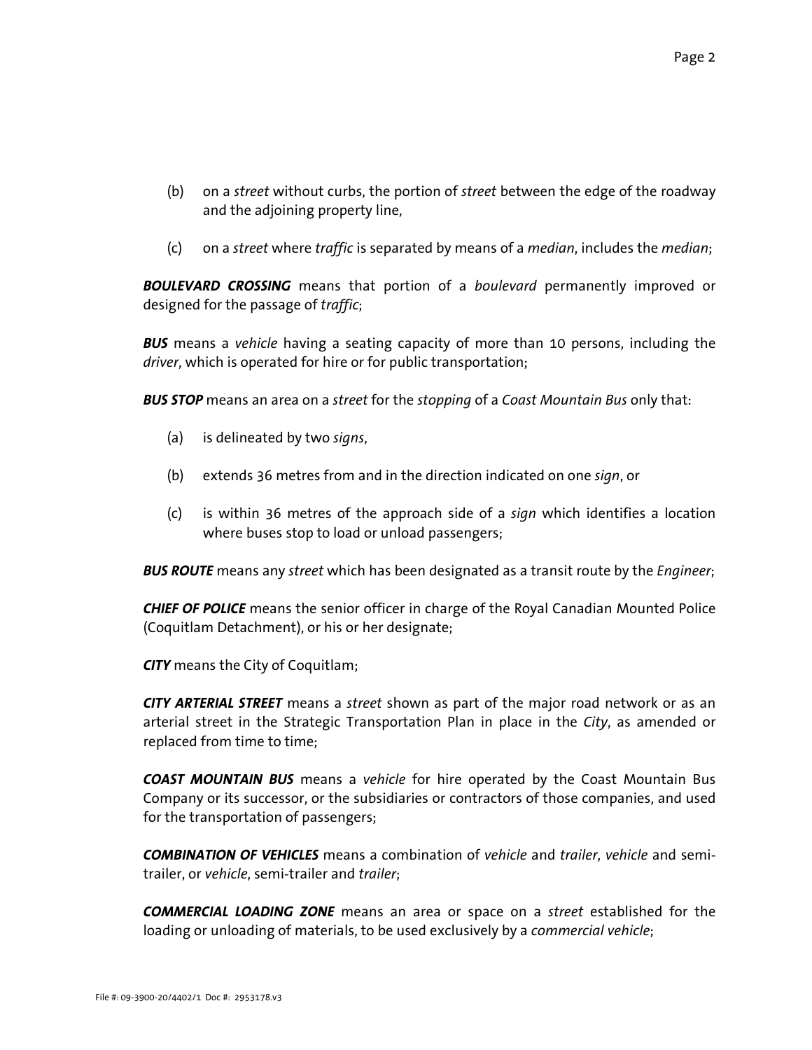(b) on a *street* without curbs, the portion of *street* between the edge of the roadway and the adjoining property line,

(c) on a *street* where *traffic* is separated by means of a *median*, includes the *median*;

***BOULEVARD CROSSING*** means that portion of a *boulevard* permanently improved or designed for the passage of *traffic*;

***BUS*** means a *vehicle* having a seating capacity of more than 10 persons, including the *driver*, which is operated for hire or for public transportation;

***BUS STOP*** means an area on a *street* for the *stopping* of a *Coast Mountain Bus* only that:

(a) is delineated by two *signs*,

(b) extends 36 metres from and in the direction indicated on one *sign*, or

(c) is within 36 metres of the approach side of a *sign* which identifies a location where buses stop to load or unload passengers;

***BUS ROUTE*** means any *street* which has been designated as a transit route by the *Engineer*;

***CHIEF OF POLICE*** means the senior officer in charge of the Royal Canadian Mounted Police (Coquitlam Detachment), or his or her designate;

***CITY*** means the City of Coquitlam;

***CITY ARTERIAL STREET*** means a *street* shown as part of the major road network or as an arterial street in the Strategic Transportation Plan in place in the *City*, as amended or replaced from time to time;

***COAST MOUNTAIN BUS*** means a *vehicle* for hire operated by the Coast Mountain Bus Company or its successor, or the subsidiaries or contractors of those companies, and used for the transportation of passengers;

***COMBINATION OF VEHICLES*** means a combination of *vehicle* and *trailer*, *vehicle* and semi-trailer, or *vehicle*, semi-trailer and *trailer*;

***COMMERCIAL LOADING ZONE*** means an area or space on a *street* established for the loading or unloading of materials, to be used exclusively by a *commercial vehicle*;

File #: 09-3900-20/4402/1 Doc #: 2953178.v3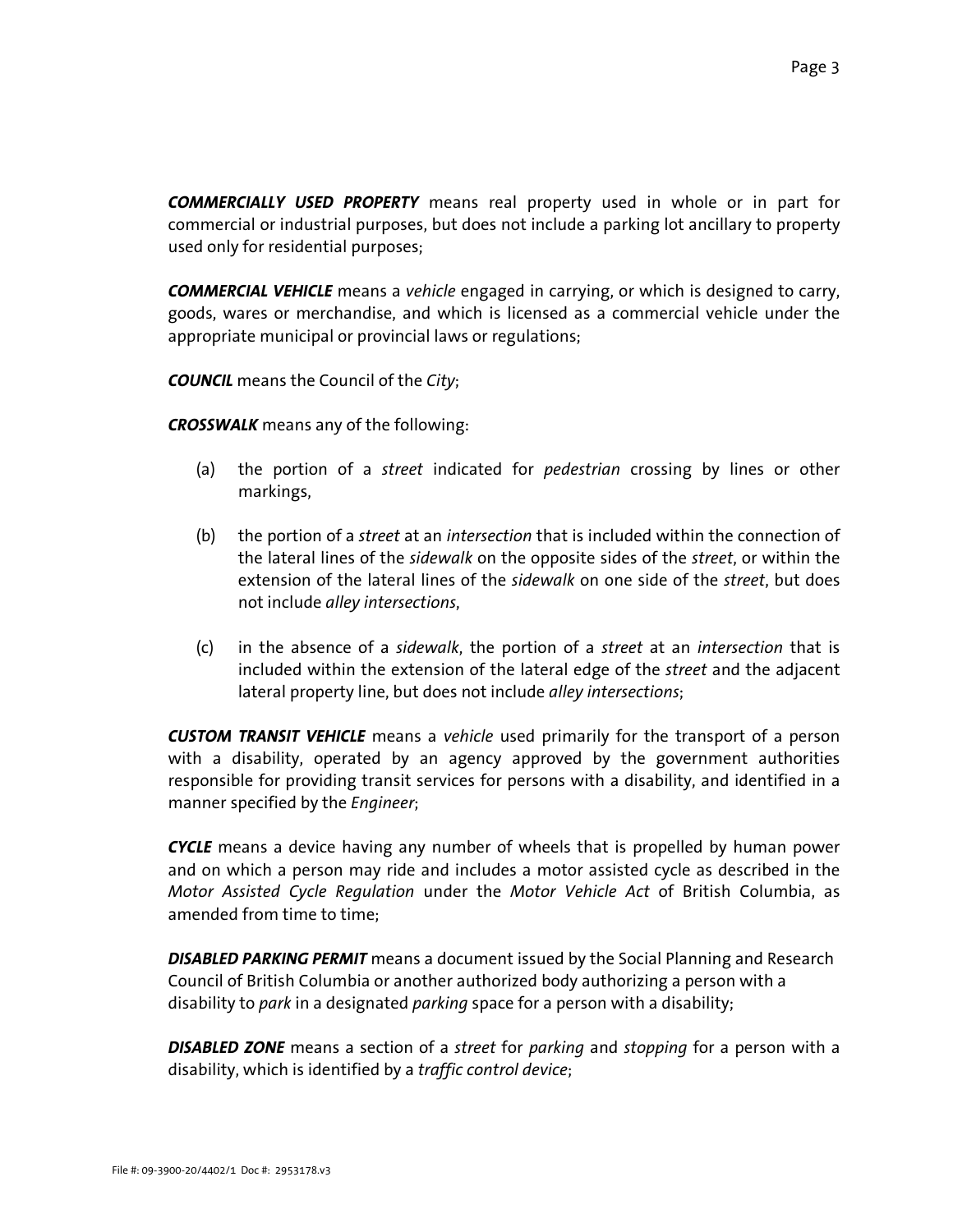***COMMERCIALLY USED PROPERTY*** means real property used in whole or in part for commercial or industrial purposes, but does not include a parking lot ancillary to property used only for residential purposes;

***COMMERCIAL VEHICLE*** means a *vehicle* engaged in carrying, or which is designed to carry, goods, wares or merchandise, and which is licensed as a commercial vehicle under the appropriate municipal or provincial laws or regulations;

***COUNCIL*** means the Council of the *City*;

***CROSSWALK*** means any of the following:

(a) the portion of a *street* indicated for *pedestrian* crossing by lines or other markings,

(b) the portion of a *street* at an *intersection* that is included within the connection of the lateral lines of the *sidewalk* on the opposite sides of the *street*, or within the extension of the lateral lines of the *sidewalk* on one side of the *street*, but does not include *alley intersections*,

(c) in the absence of a *sidewalk*, the portion of a *street* at an *intersection* that is included within the extension of the lateral edge of the *street* and the adjacent lateral property line, but does not include *alley intersections*;

***CUSTOM TRANSIT VEHICLE*** means a *vehicle* used primarily for the transport of a person with a disability, operated by an agency approved by the government authorities responsible for providing transit services for persons with a disability, and identified in a manner specified by the *Engineer*;

***CYCLE*** means a device having any number of wheels that is propelled by human power and on which a person may ride and includes a motor assisted cycle as described in the *Motor Assisted Cycle Regulation* under the *Motor Vehicle Act* of British Columbia, as amended from time to time;

***DISABLED PARKING PERMIT*** means a document issued by the Social Planning and Research Council of British Columbia or another authorized body authorizing a person with a disability to *park* in a designated *parking* space for a person with a disability;

***DISABLED ZONE*** means a section of a *street* for *parking* and *stopping* for a person with a disability, which is identified by a *traffic control device*;

File #: 09-3900-20/4402/1 Doc #: 2953178.v3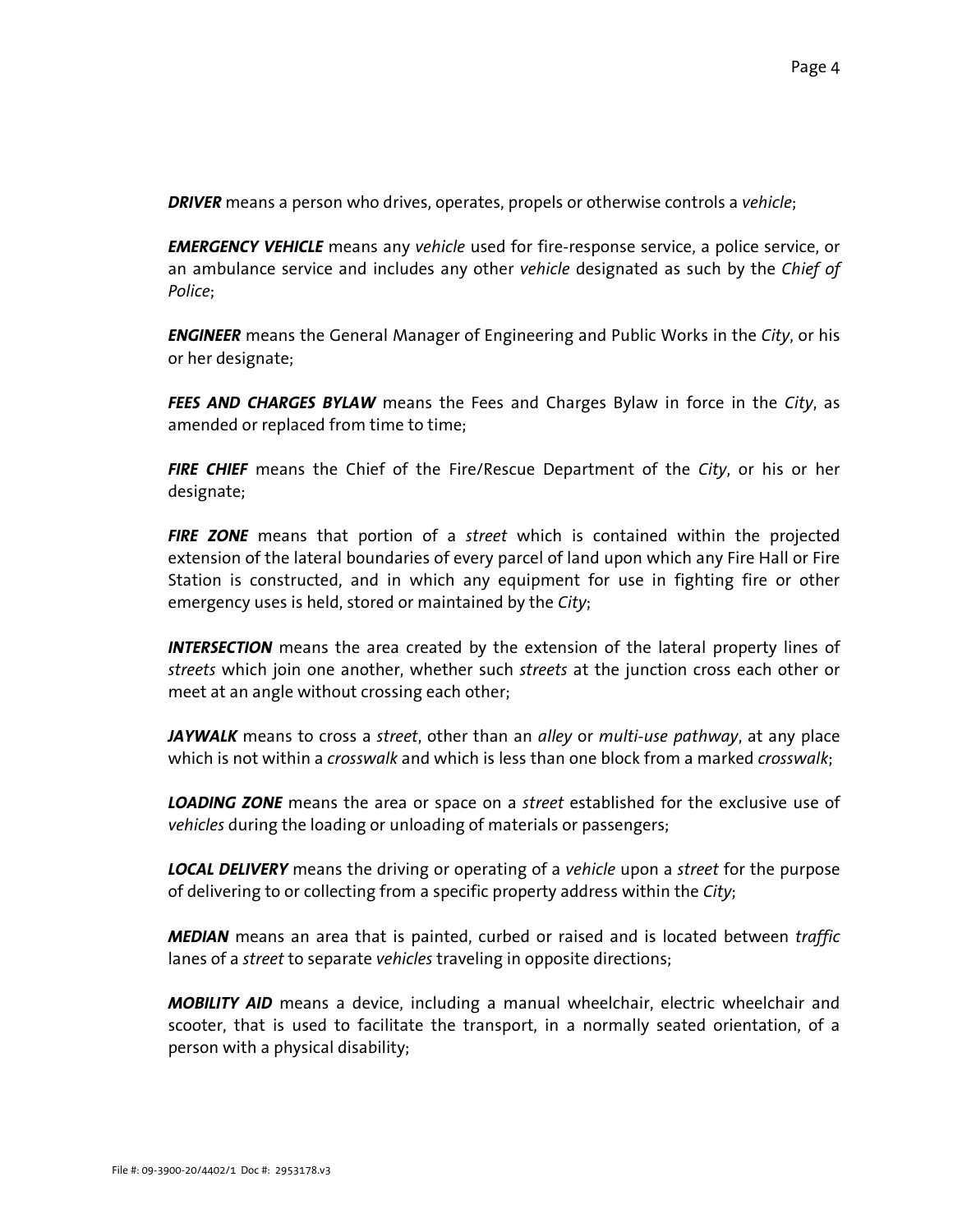***DRIVER*** means a person who drives, operates, propels or otherwise controls a *vehicle*;

***EMERGENCY VEHICLE*** means any *vehicle* used for fire-response service, a police service, or an ambulance service and includes any other *vehicle* designated as such by the *Chief of Police*;

***ENGINEER*** means the General Manager of Engineering and Public Works in the *City*, or his or her designate;

***FEES AND CHARGES BYLAW*** means the Fees and Charges Bylaw in force in the *City*, as amended or replaced from time to time;

***FIRE CHIEF*** means the Chief of the Fire/Rescue Department of the *City*, or his or her designate;

***FIRE ZONE*** means that portion of a *street* which is contained within the projected extension of the lateral boundaries of every parcel of land upon which any Fire Hall or Fire Station is constructed, and in which any equipment for use in fighting fire or other emergency uses is held, stored or maintained by the *City*;

***INTERSECTION*** means the area created by the extension of the lateral property lines of *streets* which join one another, whether such *streets* at the junction cross each other or meet at an angle without crossing each other;

***JAYWALK*** means to cross a *street*, other than an *alley* or *multi-use pathway*, at any place which is not within a *crosswalk* and which is less than one block from a marked *crosswalk*;

***LOADING ZONE*** means the area or space on a *street* established for the exclusive use of *vehicles* during the loading or unloading of materials or passengers;

***LOCAL DELIVERY*** means the driving or operating of a *vehicle* upon a *street* for the purpose of delivering to or collecting from a specific property address within the *City*;

***MEDIAN*** means an area that is painted, curbed or raised and is located between *traffic* lanes of a *street* to separate *vehicles* traveling in opposite directions;

***MOBILITY AID*** means a device, including a manual wheelchair, electric wheelchair and scooter, that is used to facilitate the transport, in a normally seated orientation, of a person with a physical disability;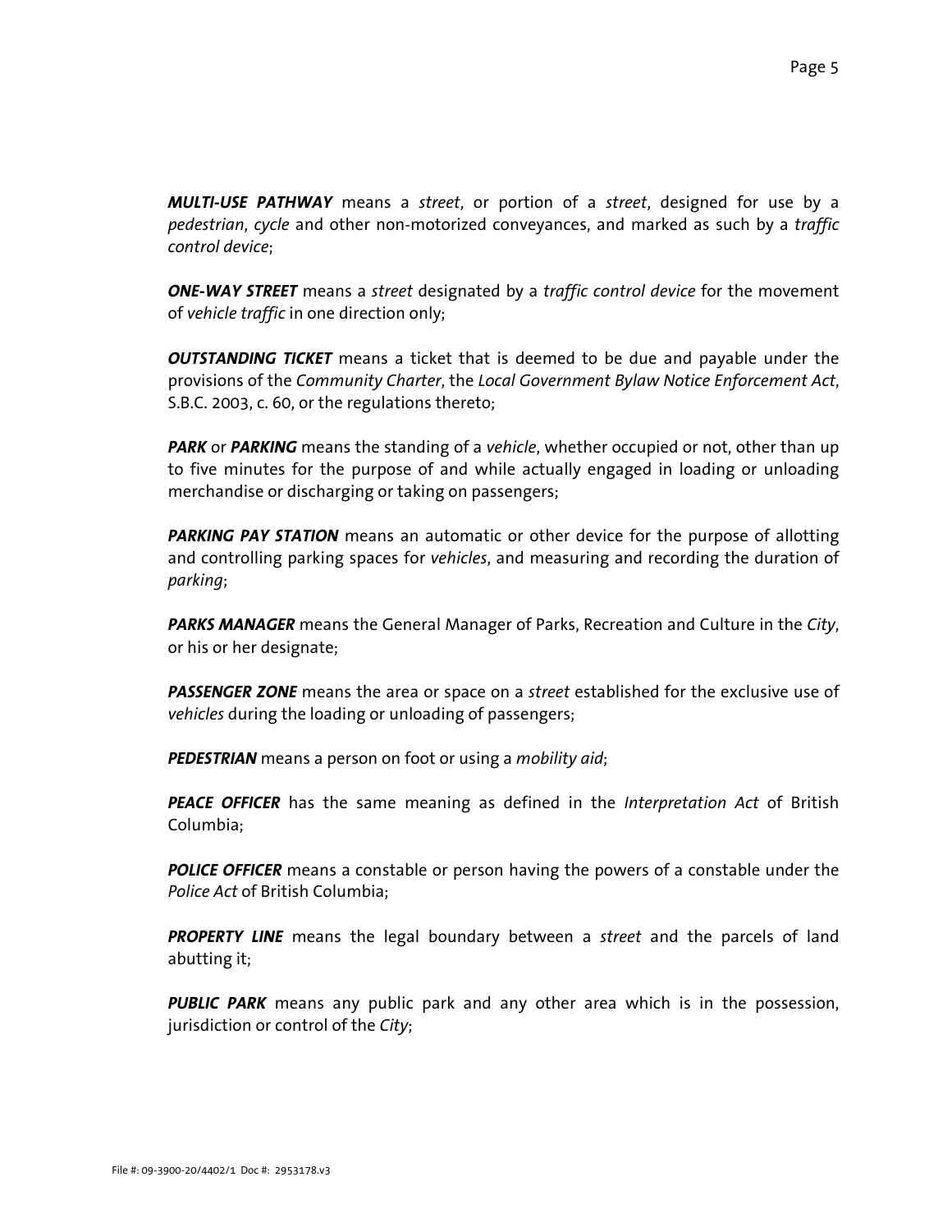***MULTI-USE PATHWAY*** means a *street*, or portion of a *street*, designed for use by a *pedestrian*, *cycle* and other non-motorized conveyances, and marked as such by a *traffic control device*;

***ONE-WAY STREET*** means a *street* designated by a *traffic control device* for the movement of *vehicle traffic* in one direction only;

***OUTSTANDING TICKET*** means a ticket that is deemed to be due and payable under the provisions of the *Community Charter*, the *Local Government Bylaw Notice Enforcement Act*, S.B.C. 2003, c. 60, or the regulations thereto;

***PARK*** or ***PARKING*** means the standing of a *vehicle*, whether occupied or not, other than up to five minutes for the purpose of and while actually engaged in loading or unloading merchandise or discharging or taking on passengers;

***PARKING PAY STATION*** means an automatic or other device for the purpose of allotting and controlling parking spaces for *vehicles*, and measuring and recording the duration of *parking*;

***PARKS MANAGER*** means the General Manager of Parks, Recreation and Culture in the *City*, or his or her designate;

***PASSENGER ZONE*** means the area or space on a *street* established for the exclusive use of *vehicles* during the loading or unloading of passengers;

***PEDESTRIAN*** means a person on foot or using a *mobility aid*;

***PEACE OFFICER*** has the same meaning as defined in the *Interpretation Act* of British Columbia;

***POLICE OFFICER*** means a constable or person having the powers of a constable under the *Police Act* of British Columbia;

***PROPERTY LINE*** means the legal boundary between a *street* and the parcels of land abutting it;

***PUBLIC PARK*** means any public park and any other area which is in the possession, jurisdiction or control of the *City*;

File #: 09-3900-20/4402/1 Doc #: 2953178.v3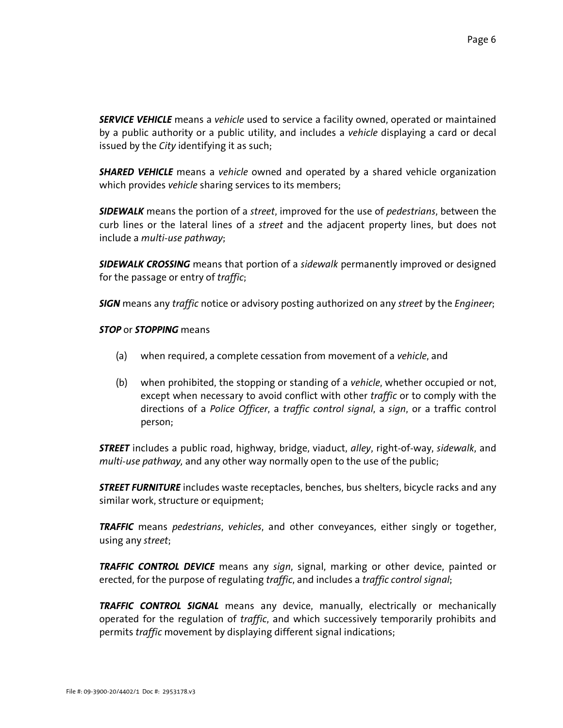***SERVICE VEHICLE*** means a *vehicle* used to service a facility owned, operated or maintained by a public authority or a public utility, and includes a *vehicle* displaying a card or decal issued by the *City* identifying it as such;

***SHARED VEHICLE*** means a *vehicle* owned and operated by a shared vehicle organization which provides *vehicle* sharing services to its members;

***SIDEWALK*** means the portion of a *street*, improved for the use of *pedestrians*, between the curb lines or the lateral lines of a *street* and the adjacent property lines, but does not include a *multi-use pathway*;

***SIDEWALK CROSSING*** means that portion of a *sidewalk* permanently improved or designed for the passage or entry of *traffic*;

***SIGN*** means any *traffic* notice or advisory posting authorized on any *street* by the *Engineer*;

***STOP*** or ***STOPPING*** means

(a) when required, a complete cessation from movement of a *vehicle*, and

(b) when prohibited, the stopping or standing of a *vehicle*, whether occupied or not, except when necessary to avoid conflict with other *traffic* or to comply with the directions of a *Police Officer*, a *traffic control signal*, a *sign*, or a traffic control person;

***STREET*** includes a public road, highway, bridge, viaduct, *alley*, right-of-way, *sidewalk*, and *multi-use pathway,* and any other way normally open to the use of the public;

***STREET FURNITURE*** includes waste receptacles, benches, bus shelters, bicycle racks and any similar work, structure or equipment;

***TRAFFIC*** means *pedestrians*, *vehicles*, and other conveyances, either singly or together, using any *street*;

***TRAFFIC CONTROL DEVICE*** means any *sign*, signal, marking or other device, painted or erected, for the purpose of regulating *traffic*, and includes a *traffic control signal*;

***TRAFFIC CONTROL SIGNAL*** means any device, manually, electrically or mechanically operated for the regulation of *traffic*, and which successively temporarily prohibits and permits *traffic* movement by displaying different signal indications;

File #: 09-3900-20/4402/1 Doc #: 2953178.v3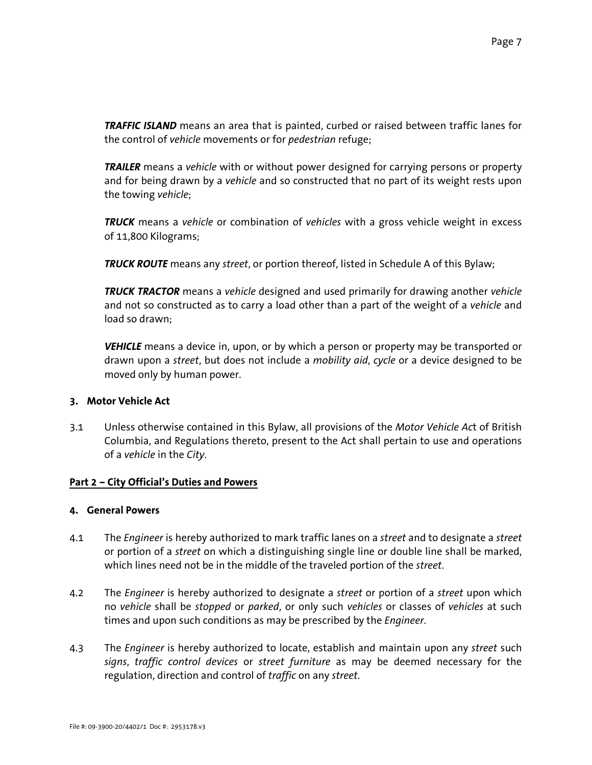***TRAFFIC ISLAND*** means an area that is painted, curbed or raised between traffic lanes for the control of *vehicle* movements or for *pedestrian* refuge;

***TRAILER*** means a *vehicle* with or without power designed for carrying persons or property and for being drawn by a *vehicle* and so constructed that no part of its weight rests upon the towing *vehicle*;

***TRUCK*** means a *vehicle* or combination of *vehicles* with a gross vehicle weight in excess of 11,800 Kilograms;

***TRUCK ROUTE*** means any *street*, or portion thereof, listed in Schedule A of this Bylaw;

***TRUCK TRACTOR*** means a *vehicle* designed and used primarily for drawing another *vehicle* and not so constructed as to carry a load other than a part of the weight of a *vehicle* and load so drawn;

***VEHICLE*** means a device in, upon, or by which a person or property may be transported or drawn upon a *street*, but does not include a *mobility aid*, *cycle* or a device designed to be moved only by human power.

### 3. Motor Vehicle Act

3.1 Unless otherwise contained in this Bylaw, all provisions of the *Motor Vehicle Ac*t of British Columbia, and Regulations thereto, present to the Act shall pertain to use and operations of a *vehicle* in the *City*.

## Part 2 – City Official's Duties and Powers

### 4. General Powers

4.1 The *Engineer* is hereby authorized to mark traffic lanes on a *street* and to designate a *street* or portion of a *street* on which a distinguishing single line or double line shall be marked, which lines need not be in the middle of the traveled portion of the *street*.

4.2 The *Engineer* is hereby authorized to designate a *street* or portion of a *street* upon which no *vehicle* shall be *stopped* or *parked*, or only such *vehicles* or classes of *vehicles* at such times and upon such conditions as may be prescribed by the *Engineer*.

4.3 The *Engineer* is hereby authorized to locate, establish and maintain upon any *street* such *signs*, *traffic control devices* or *street furniture* as may be deemed necessary for the regulation, direction and control of *traffic* on any *street*.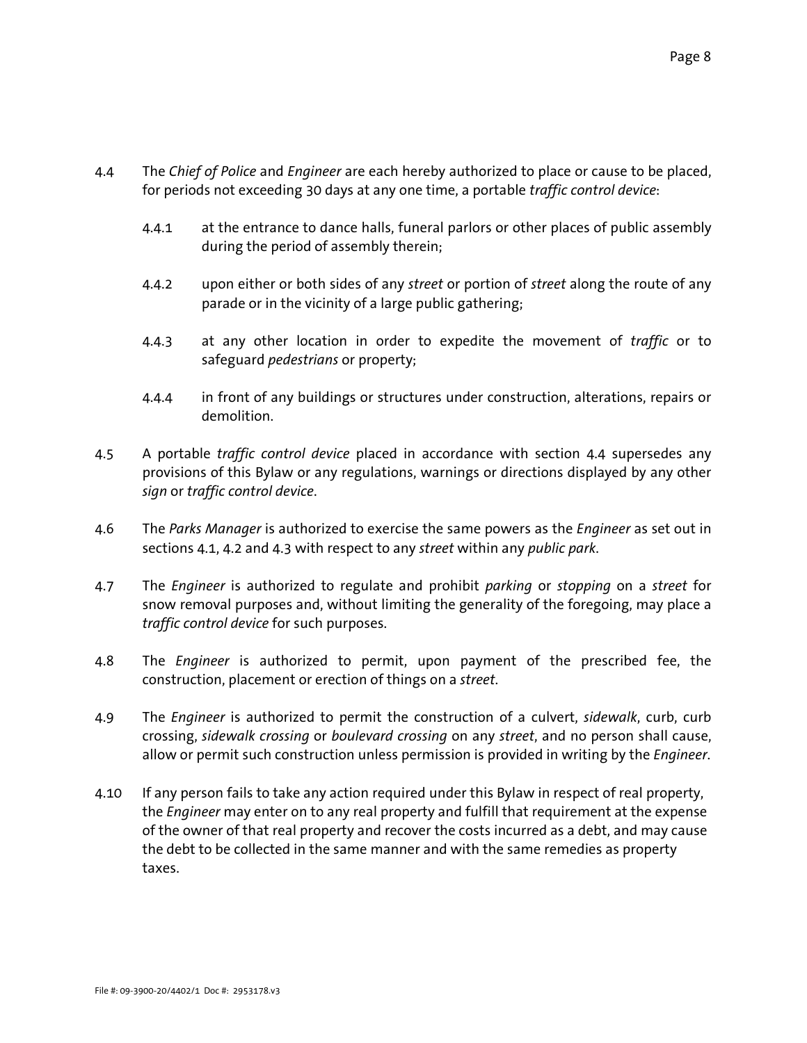4.4 The *Chief of Police* and *Engineer* are each hereby authorized to place or cause to be placed, for periods not exceeding 30 days at any one time, a portable *traffic control device*:

  4.4.1 at the entrance to dance halls, funeral parlors or other places of public assembly during the period of assembly therein;

  4.4.2 upon either or both sides of any *street* or portion of *street* along the route of any parade or in the vicinity of a large public gathering;

  4.4.3 at any other location in order to expedite the movement of *traffic* or to safeguard *pedestrians* or property;

  4.4.4 in front of any buildings or structures under construction, alterations, repairs or demolition.

4.5 A portable *traffic control device* placed in accordance with section 4.4 supersedes any provisions of this Bylaw or any regulations, warnings or directions displayed by any other *sign* or *traffic control device*.

4.6 The *Parks Manager* is authorized to exercise the same powers as the *Engineer* as set out in sections 4.1, 4.2 and 4.3 with respect to any *street* within any *public park*.

4.7 The *Engineer* is authorized to regulate and prohibit *parking* or *stopping* on a *street* for snow removal purposes and, without limiting the generality of the foregoing, may place a *traffic control device* for such purposes.

4.8 The *Engineer* is authorized to permit, upon payment of the prescribed fee, the construction, placement or erection of things on a *street*.

4.9 The *Engineer* is authorized to permit the construction of a culvert, *sidewalk*, curb, curb crossing, *sidewalk crossing* or *boulevard crossing* on any *street*, and no person shall cause, allow or permit such construction unless permission is provided in writing by the *Engineer*.

4.10 If any person fails to take any action required under this Bylaw in respect of real property, the *Engineer* may enter on to any real property and fulfill that requirement at the expense of the owner of that real property and recover the costs incurred as a debt, and may cause the debt to be collected in the same manner and with the same remedies as property taxes.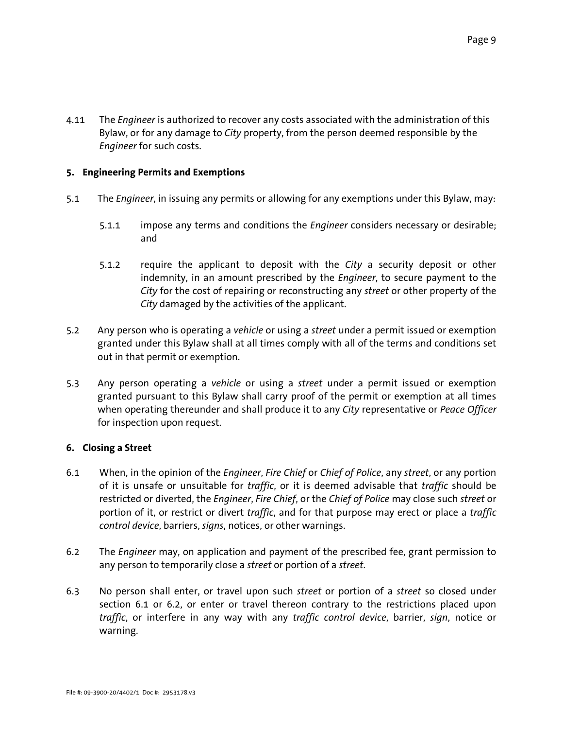4.11 The *Engineer* is authorized to recover any costs associated with the administration of this Bylaw, or for any damage to *City* property, from the person deemed responsible by the *Engineer* for such costs.

## 5. Engineering Permits and Exemptions

5.1 The *Engineer*, in issuing any permits or allowing for any exemptions under this Bylaw, may:

5.1.1 impose any terms and conditions the *Engineer* considers necessary or desirable; and

5.1.2 require the applicant to deposit with the *City* a security deposit or other indemnity, in an amount prescribed by the *Engineer*, to secure payment to the *City* for the cost of repairing or reconstructing any *street* or other property of the *City* damaged by the activities of the applicant.

5.2 Any person who is operating a *vehicle* or using a *street* under a permit issued or exemption granted under this Bylaw shall at all times comply with all of the terms and conditions set out in that permit or exemption.

5.3 Any person operating a *vehicle* or using a *street* under a permit issued or exemption granted pursuant to this Bylaw shall carry proof of the permit or exemption at all times when operating thereunder and shall produce it to any *City* representative or *Peace Officer* for inspection upon request.

## 6. Closing a Street

6.1 When, in the opinion of the *Engineer*, *Fire Chief* or *Chief of Police*, any *street*, or any portion of it is unsafe or unsuitable for *traffic*, or it is deemed advisable that *traffic* should be restricted or diverted, the *Engineer*, *Fire Chief*, or the *Chief of Police* may close such *street* or portion of it, or restrict or divert *traffic*, and for that purpose may erect or place a *traffic control device*, barriers, *signs*, notices, or other warnings.

6.2 The *Engineer* may, on application and payment of the prescribed fee, grant permission to any person to temporarily close a *street* or portion of a *street*.

6.3 No person shall enter, or travel upon such *street* or portion of a *street* so closed under section 6.1 or 6.2, or enter or travel thereon contrary to the restrictions placed upon *traffic*, or interfere in any way with any *traffic control device*, barrier, *sign*, notice or warning.

File #: 09-3900-20/4402/1 Doc #: 2953178.v3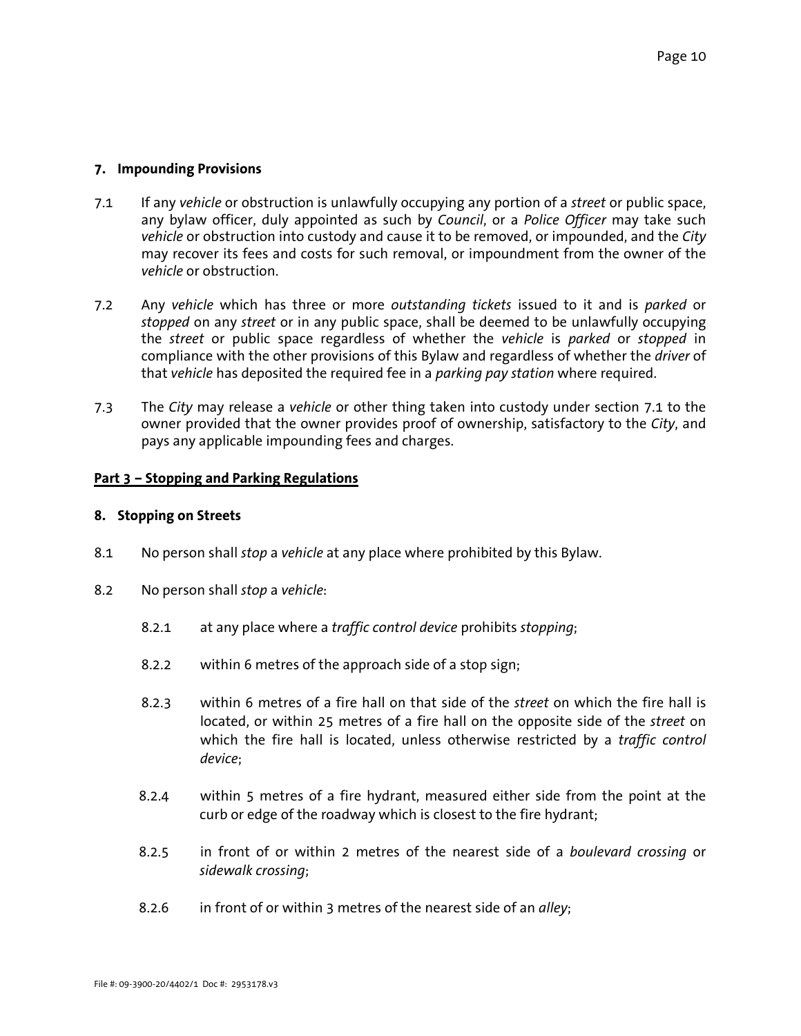### 7. Impounding Provisions

7.1 If any *vehicle* or obstruction is unlawfully occupying any portion of a *street* or public space, any bylaw officer, duly appointed as such by *Council*, or a *Police Officer* may take such *vehicle* or obstruction into custody and cause it to be removed, or impounded, and the *City* may recover its fees and costs for such removal, or impoundment from the owner of the *vehicle* or obstruction.

7.2 Any *vehicle* which has three or more *outstanding tickets* issued to it and is *parked* or *stopped* on any *street* or in any public space, shall be deemed to be unlawfully occupying the *street* or public space regardless of whether the *vehicle* is *parked* or *stopped* in compliance with the other provisions of this Bylaw and regardless of whether the *driver* of that *vehicle* has deposited the required fee in a *parking pay station* where required.

7.3 The *City* may release a *vehicle* or other thing taken into custody under section 7.1 to the owner provided that the owner provides proof of ownership, satisfactory to the *City*, and pays any applicable impounding fees and charges.

## Part 3 – Stopping and Parking Regulations

### 8. Stopping on Streets

8.1 No person shall *stop* a *vehicle* at any place where prohibited by this Bylaw.

8.2 No person shall *stop* a *vehicle*:

- 8.2.1 at any place where a *traffic control device* prohibits *stopping*;
- 8.2.2 within 6 metres of the approach side of a stop sign;
- 8.2.3 within 6 metres of a fire hall on that side of the *street* on which the fire hall is located, or within 25 metres of a fire hall on the opposite side of the *street* on which the fire hall is located, unless otherwise restricted by a *traffic control device*;
- 8.2.4 within 5 metres of a fire hydrant, measured either side from the point at the curb or edge of the roadway which is closest to the fire hydrant;
- 8.2.5 in front of or within 2 metres of the nearest side of a *boulevard crossing* or *sidewalk crossing*;
- 8.2.6 in front of or within 3 metres of the nearest side of an *alley*;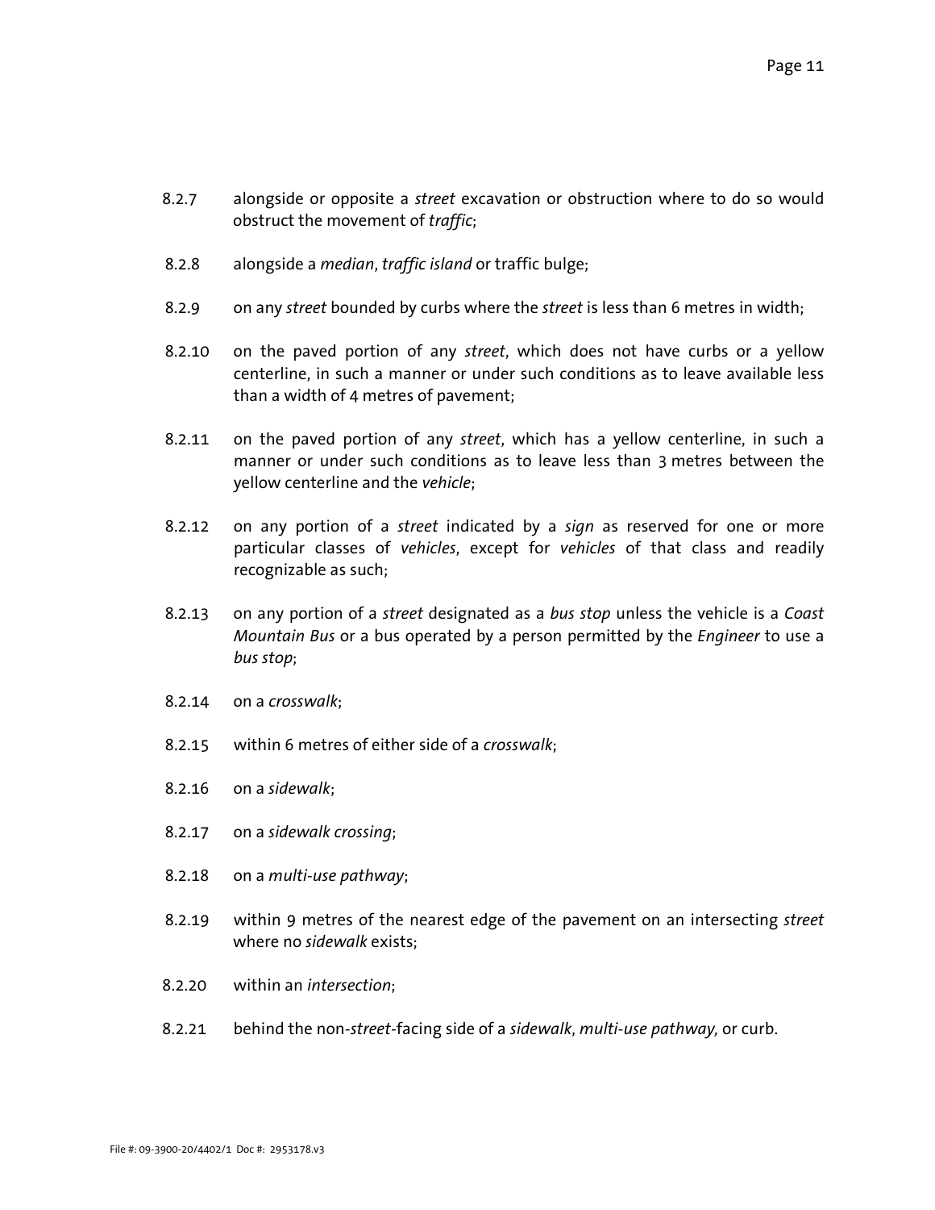8.2.7 alongside or opposite a *street* excavation or obstruction where to do so would obstruct the movement of *traffic*;

8.2.8 alongside a *median*, *traffic island* or traffic bulge;

8.2.9 on any *street* bounded by curbs where the *street* is less than 6 metres in width;

8.2.10 on the paved portion of any *street*, which does not have curbs or a yellow centerline, in such a manner or under such conditions as to leave available less than a width of 4 metres of pavement;

8.2.11 on the paved portion of any *street*, which has a yellow centerline, in such a manner or under such conditions as to leave less than 3 metres between the yellow centerline and the *vehicle*;

8.2.12 on any portion of a *street* indicated by a *sign* as reserved for one or more particular classes of *vehicles*, except for *vehicles* of that class and readily recognizable as such;

8.2.13 on any portion of a *street* designated as a *bus stop* unless the vehicle is a *Coast Mountain Bus* or a bus operated by a person permitted by the *Engineer* to use a *bus stop*;

8.2.14 on a *crosswalk*;

8.2.15 within 6 metres of either side of a *crosswalk*;

8.2.16 on a *sidewalk*;

8.2.17 on a *sidewalk crossing*;

8.2.18 on a *multi-use pathway*;

8.2.19 within 9 metres of the nearest edge of the pavement on an intersecting *street* where no *sidewalk* exists;

8.2.20 within an *intersection*;

8.2.21 behind the non-*street*-facing side of a *sidewalk*, *multi-use pathway,* or curb.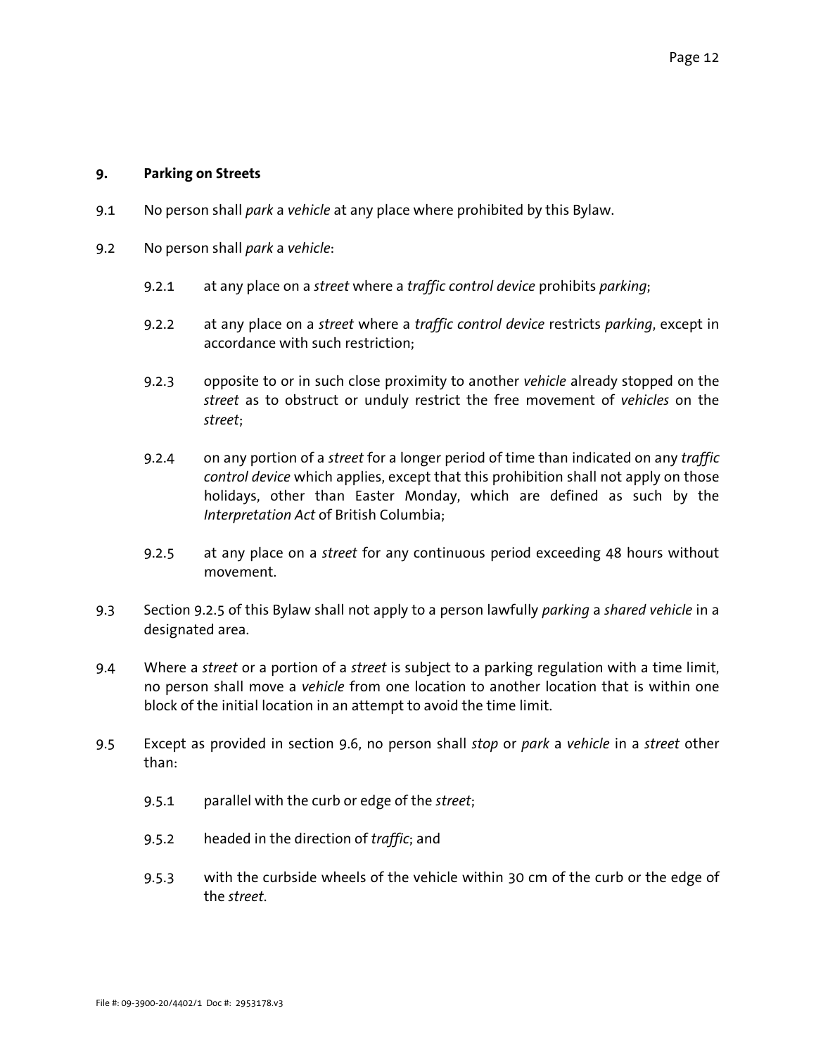## 9. Parking on Streets

9.1 No person shall *park* a *vehicle* at any place where prohibited by this Bylaw.

9.2 No person shall *park* a *vehicle*:

9.2.1 at any place on a *street* where a *traffic control device* prohibits *parking*;

9.2.2 at any place on a *street* where a *traffic control device* restricts *parking*, except in accordance with such restriction;

9.2.3 opposite to or in such close proximity to another *vehicle* already stopped on the *street* as to obstruct or unduly restrict the free movement of *vehicles* on the *street*;

9.2.4 on any portion of a *street* for a longer period of time than indicated on any *traffic control device* which applies, except that this prohibition shall not apply on those holidays, other than Easter Monday, which are defined as such by the *Interpretation Act* of British Columbia;

9.2.5 at any place on a *street* for any continuous period exceeding 48 hours without movement.

9.3 Section 9.2.5 of this Bylaw shall not apply to a person lawfully *parking* a *shared vehicle* in a designated area.

9.4 Where a *street* or a portion of a *street* is subject to a parking regulation with a time limit, no person shall move a *vehicle* from one location to another location that is within one block of the initial location in an attempt to avoid the time limit.

9.5 Except as provided in section 9.6, no person shall *stop* or *park* a *vehicle* in a *street* other than:

9.5.1 parallel with the curb or edge of the *street*;

9.5.2 headed in the direction of *traffic*; and

9.5.3 with the curbside wheels of the vehicle within 30 cm of the curb or the edge of the *street*.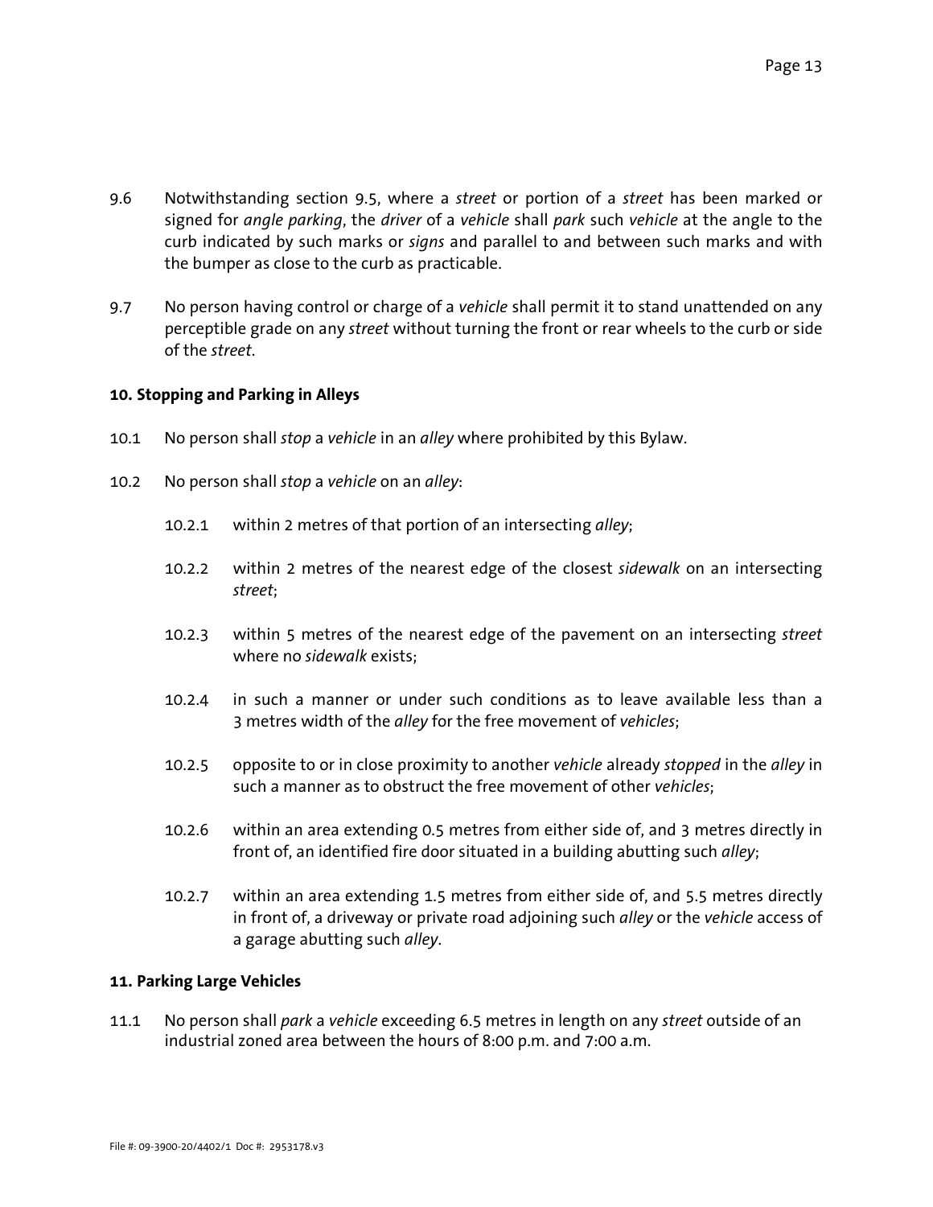9.6 Notwithstanding section 9.5, where a *street* or portion of a *street* has been marked or signed for *angle parking*, the *driver* of a *vehicle* shall *park* such *vehicle* at the angle to the curb indicated by such marks or *signs* and parallel to and between such marks and with the bumper as close to the curb as practicable.

9.7 No person having control or charge of a *vehicle* shall permit it to stand unattended on any perceptible grade on any *street* without turning the front or rear wheels to the curb or side of the *street*.

**10. Stopping and Parking in Alleys**

10.1 No person shall *stop* a *vehicle* in an *alley* where prohibited by this Bylaw.

10.2 No person shall *stop* a *vehicle* on an *alley*:

10.2.1 within 2 metres of that portion of an intersecting *alley*;

10.2.2 within 2 metres of the nearest edge of the closest *sidewalk* on an intersecting *street*;

10.2.3 within 5 metres of the nearest edge of the pavement on an intersecting *street* where no *sidewalk* exists;

10.2.4 in such a manner or under such conditions as to leave available less than a 3 metres width of the *alley* for the free movement of *vehicles*;

10.2.5 opposite to or in close proximity to another *vehicle* already *stopped* in the *alley* in such a manner as to obstruct the free movement of other *vehicles*;

10.2.6 within an area extending 0.5 metres from either side of, and 3 metres directly in front of, an identified fire door situated in a building abutting such *alley*;

10.2.7 within an area extending 1.5 metres from either side of, and 5.5 metres directly in front of, a driveway or private road adjoining such *alley* or the *vehicle* access of a garage abutting such *alley*.

**11. Parking Large Vehicles**

11.1 No person shall *park* a *vehicle* exceeding 6.5 metres in length on any *street* outside of an industrial zoned area between the hours of 8:00 p.m. and 7:00 a.m.

File #: 09-3900-20/4402/1 Doc #: 2953178.v3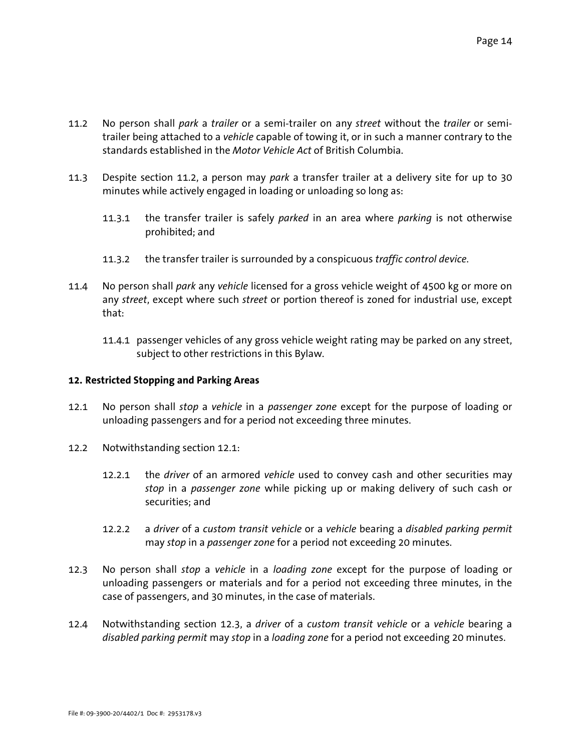11.2 No person shall *park* a *trailer* or a semi-trailer on any *street* without the *trailer* or semi-trailer being attached to a *vehicle* capable of towing it, or in such a manner contrary to the standards established in the *Motor Vehicle Act* of British Columbia.

11.3 Despite section 11.2, a person may *park* a transfer trailer at a delivery site for up to 30 minutes while actively engaged in loading or unloading so long as:

- 11.3.1 the transfer trailer is safely *parked* in an area where *parking* is not otherwise prohibited; and
- 11.3.2 the transfer trailer is surrounded by a conspicuous *traffic control device*.

11.4 No person shall *park* any *vehicle* licensed for a gross vehicle weight of 4500 kg or more on any *street*, except where such *street* or portion thereof is zoned for industrial use, except that:

- 11.4.1 passenger vehicles of any gross vehicle weight rating may be parked on any street, subject to other restrictions in this Bylaw.

## 12. Restricted Stopping and Parking Areas

12.1 No person shall *stop* a *vehicle* in a *passenger zone* except for the purpose of loading or unloading passengers and for a period not exceeding three minutes.

12.2 Notwithstanding section 12.1:

- 12.2.1 the *driver* of an armored *vehicle* used to convey cash and other securities may *stop* in a *passenger zone* while picking up or making delivery of such cash or securities; and
- 12.2.2 a *driver* of a *custom transit vehicle* or a *vehicle* bearing a *disabled parking permit* may *stop* in a *passenger zone* for a period not exceeding 20 minutes.

12.3 No person shall *stop* a *vehicle* in a *loading zone* except for the purpose of loading or unloading passengers or materials and for a period not exceeding three minutes, in the case of passengers, and 30 minutes, in the case of materials.

12.4 Notwithstanding section 12.3, a *driver* of a *custom transit vehicle* or a *vehicle* bearing a *disabled parking permit* may *stop* in a *loading zone* for a period not exceeding 20 minutes.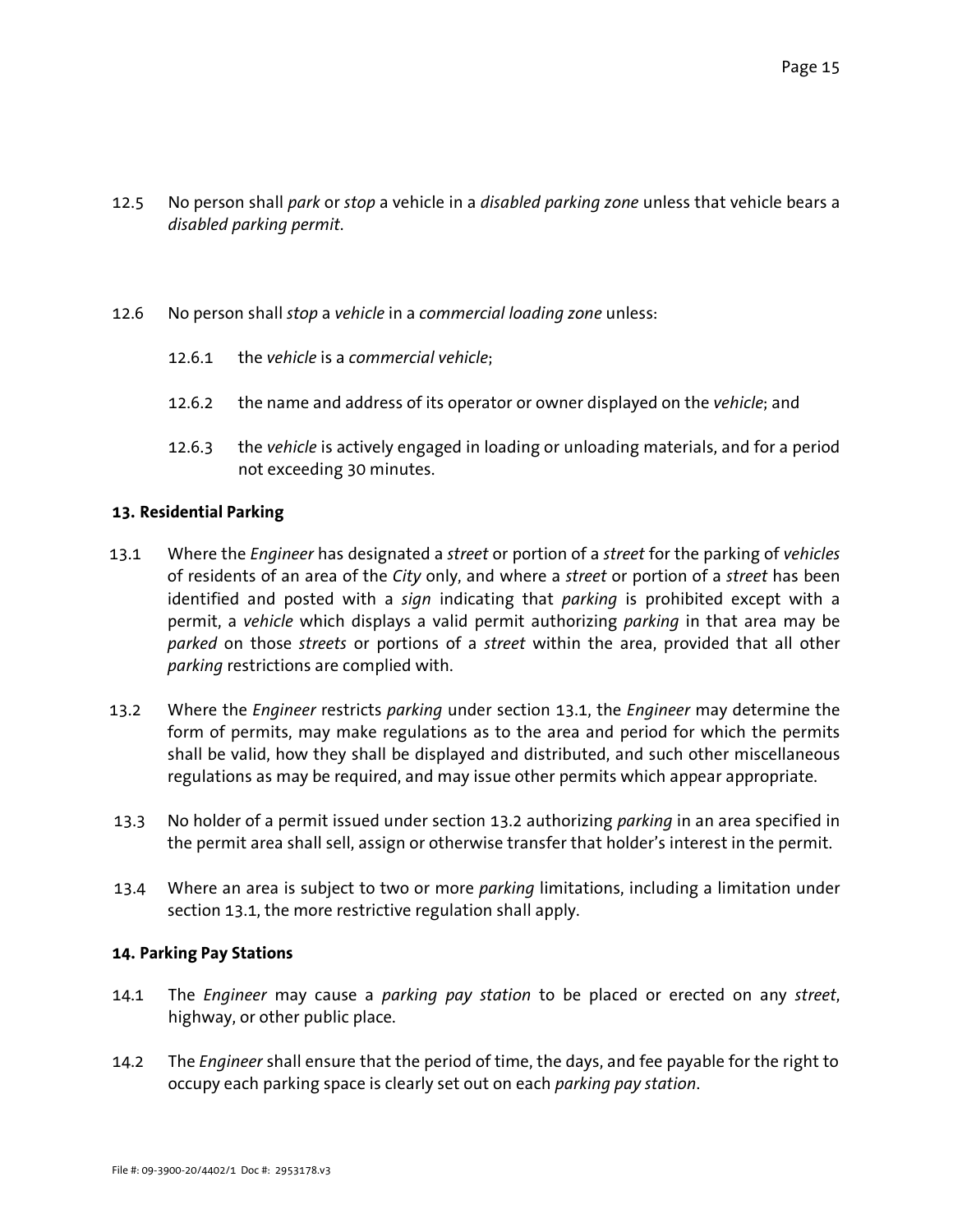12.5 No person shall *park* or *stop* a vehicle in a *disabled parking zone* unless that vehicle bears a *disabled parking permit*.

12.6 No person shall *stop* a *vehicle* in a *commercial loading zone* unless:

> 12.6.1 the *vehicle* is a *commercial vehicle*;
>
> 12.6.2 the name and address of its operator or owner displayed on the *vehicle*; and
>
> 12.6.3 the *vehicle* is actively engaged in loading or unloading materials, and for a period not exceeding 30 minutes.

**13. Residential Parking**

13.1 Where the *Engineer* has designated a *street* or portion of a *street* for the parking of *vehicles* of residents of an area of the *City* only, and where a *street* or portion of a *street* has been identified and posted with a *sign* indicating that *parking* is prohibited except with a permit, a *vehicle* which displays a valid permit authorizing *parking* in that area may be *parked* on those *streets* or portions of a *street* within the area, provided that all other *parking* restrictions are complied with.

13.2 Where the *Engineer* restricts *parking* under section 13.1, the *Engineer* may determine the form of permits, may make regulations as to the area and period for which the permits shall be valid, how they shall be displayed and distributed, and such other miscellaneous regulations as may be required, and may issue other permits which appear appropriate.

13.3 No holder of a permit issued under section 13.2 authorizing *parking* in an area specified in the permit area shall sell, assign or otherwise transfer that holder's interest in the permit.

13.4 Where an area is subject to two or more *parking* limitations, including a limitation under section 13.1, the more restrictive regulation shall apply.

**14. Parking Pay Stations**

14.1 The *Engineer* may cause a *parking pay station* to be placed or erected on any *street*, highway, or other public place.

14.2 The *Engineer* shall ensure that the period of time, the days, and fee payable for the right to occupy each parking space is clearly set out on each *parking pay station*.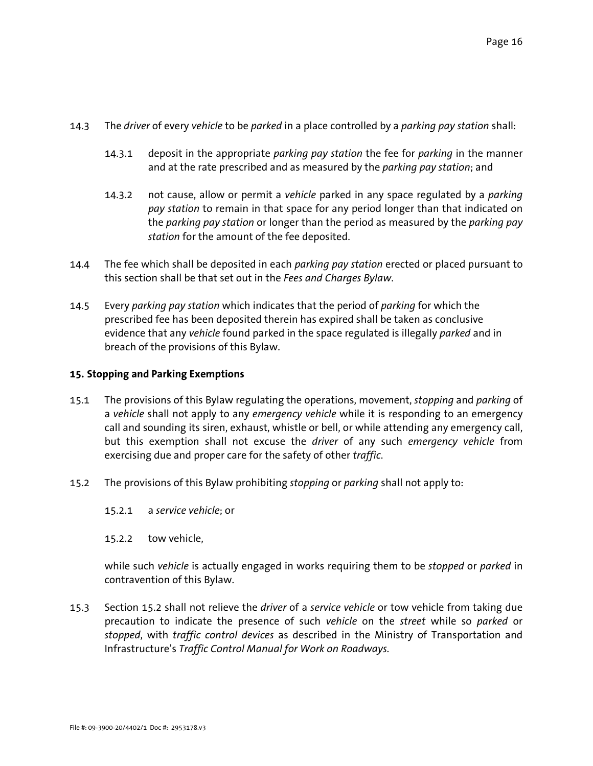14.3 The *driver* of every *vehicle* to be *parked* in a place controlled by a *parking pay station* shall:

14.3.1 deposit in the appropriate *parking pay station* the fee for *parking* in the manner and at the rate prescribed and as measured by the *parking pay station*; and

14.3.2 not cause, allow or permit a *vehicle* parked in any space regulated by a *parking pay station* to remain in that space for any period longer than that indicated on the *parking pay station* or longer than the period as measured by the *parking pay station* for the amount of the fee deposited.

14.4 The fee which shall be deposited in each *parking pay station* erected or placed pursuant to this section shall be that set out in the *Fees and Charges Bylaw*.

14.5 Every *parking pay station* which indicates that the period of *parking* for which the prescribed fee has been deposited therein has expired shall be taken as conclusive evidence that any *vehicle* found parked in the space regulated is illegally *parked* and in breach of the provisions of this Bylaw.

**15. Stopping and Parking Exemptions**

15.1 The provisions of this Bylaw regulating the operations, movement, *stopping* and *parking* of a *vehicle* shall not apply to any *emergency vehicle* while it is responding to an emergency call and sounding its siren, exhaust, whistle or bell, or while attending any emergency call, but this exemption shall not excuse the *driver* of any such *emergency vehicle* from exercising due and proper care for the safety of other *traffic*.

15.2 The provisions of this Bylaw prohibiting *stopping* or *parking* shall not apply to:

15.2.1 a *service vehicle*; or

15.2.2 tow vehicle,

while such *vehicle* is actually engaged in works requiring them to be *stopped* or *parked* in contravention of this Bylaw.

15.3 Section 15.2 shall not relieve the *driver* of a *service vehicle* or tow vehicle from taking due precaution to indicate the presence of such *vehicle* on the *street* while so *parked* or *stopped*, with *traffic control devices* as described in the Ministry of Transportation and Infrastructure's *Traffic Control Manual for Work on Roadways*.

File #: 09-3900-20/4402/1 Doc #: 2953178.v3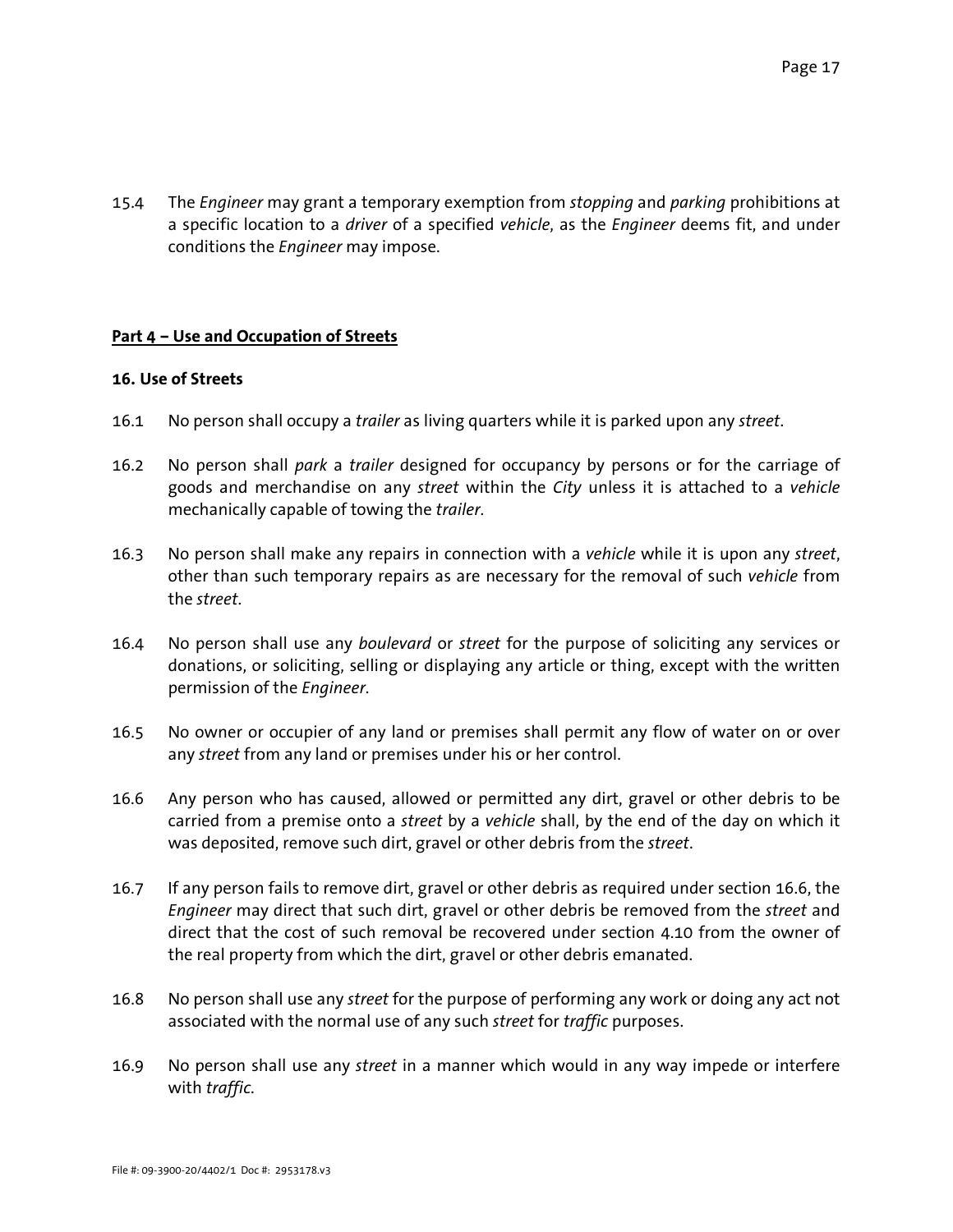15.4 The *Engineer* may grant a temporary exemption from *stopping* and *parking* prohibitions at a specific location to a *driver* of a specified *vehicle*, as the *Engineer* deems fit, and under conditions the *Engineer* may impose.

## Part 4 – Use and Occupation of Streets

### 16. Use of Streets

16.1 No person shall occupy a *trailer* as living quarters while it is parked upon any *street*.

16.2 No person shall *park* a *trailer* designed for occupancy by persons or for the carriage of goods and merchandise on any *street* within the *City* unless it is attached to a *vehicle* mechanically capable of towing the *trailer*.

16.3 No person shall make any repairs in connection with a *vehicle* while it is upon any *street*, other than such temporary repairs as are necessary for the removal of such *vehicle* from the *street*.

16.4 No person shall use any *boulevard* or *street* for the purpose of soliciting any services or donations, or soliciting, selling or displaying any article or thing, except with the written permission of the *Engineer*.

16.5 No owner or occupier of any land or premises shall permit any flow of water on or over any *street* from any land or premises under his or her control.

16.6 Any person who has caused, allowed or permitted any dirt, gravel or other debris to be carried from a premise onto a *street* by a *vehicle* shall, by the end of the day on which it was deposited, remove such dirt, gravel or other debris from the *street*.

16.7 If any person fails to remove dirt, gravel or other debris as required under section 16.6, the *Engineer* may direct that such dirt, gravel or other debris be removed from the *street* and direct that the cost of such removal be recovered under section 4.10 from the owner of the real property from which the dirt, gravel or other debris emanated.

16.8 No person shall use any *street* for the purpose of performing any work or doing any act not associated with the normal use of any such *street* for *traffic* purposes.

16.9 No person shall use any *street* in a manner which would in any way impede or interfere with *traffic*.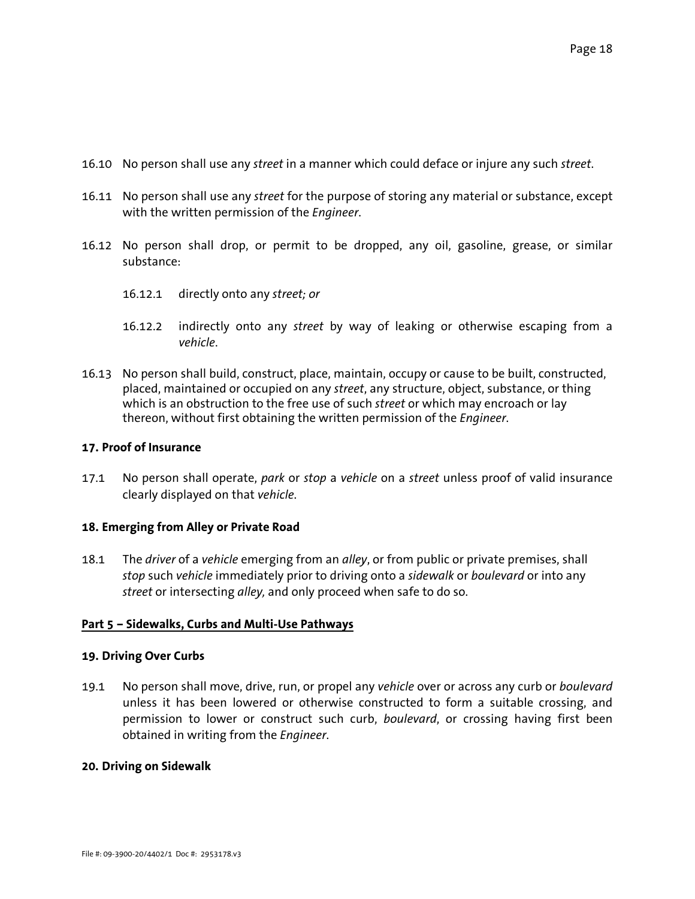16.10 No person shall use any *street* in a manner which could deface or injure any such *street*.

16.11 No person shall use any *street* for the purpose of storing any material or substance, except with the written permission of the *Engineer*.

16.12 No person shall drop, or permit to be dropped, any oil, gasoline, grease, or similar substance:

16.12.1 directly onto any *street; or*

16.12.2 indirectly onto any *street* by way of leaking or otherwise escaping from a *vehicle*.

16.13 No person shall build, construct, place, maintain, occupy or cause to be built, constructed, placed, maintained or occupied on any *street*, any structure, object, substance, or thing which is an obstruction to the free use of such *street* or which may encroach or lay thereon, without first obtaining the written permission of the *Engineer*.

**17. Proof of Insurance**

17.1 No person shall operate, *park* or *stop* a *vehicle* on a *street* unless proof of valid insurance clearly displayed on that *vehicle*.

**18. Emerging from Alley or Private Road**

18.1 The *driver* of a *vehicle* emerging from an *alley*, or from public or private premises, shall *stop* such *vehicle* immediately prior to driving onto a *sidewalk* or *boulevard* or into any *street* or intersecting *alley,* and only proceed when safe to do so.

## Part 5 – Sidewalks, Curbs and Multi-Use Pathways

**19. Driving Over Curbs**

19.1 No person shall move, drive, run, or propel any *vehicle* over or across any curb or *boulevard* unless it has been lowered or otherwise constructed to form a suitable crossing, and permission to lower or construct such curb, *boulevard*, or crossing having first been obtained in writing from the *Engineer*.

**20. Driving on Sidewalk**

File #: 09-3900-20/4402/1 Doc #: 2953178.v3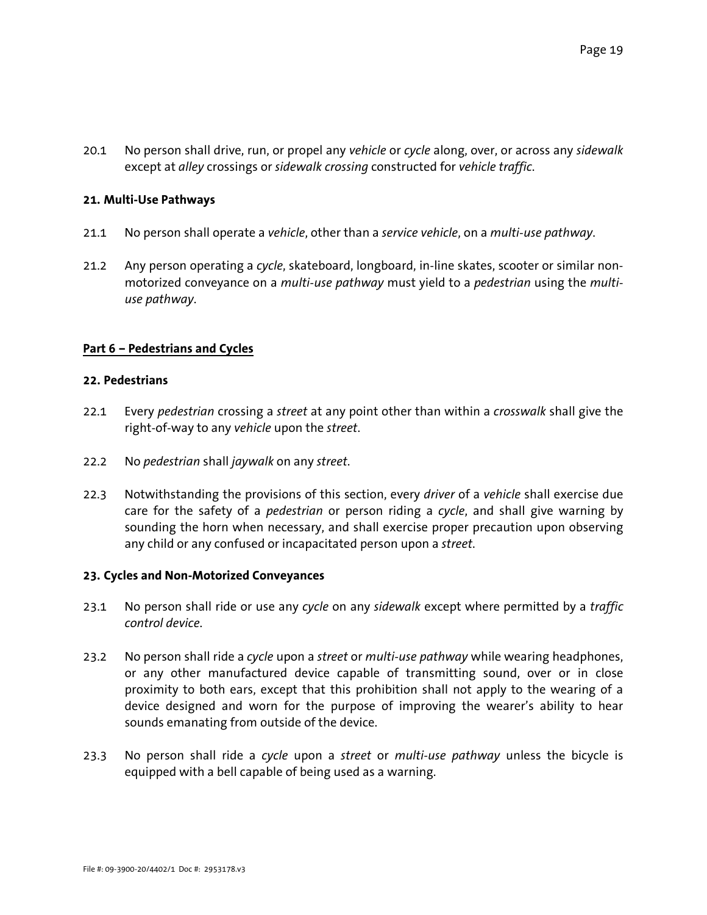20.1 No person shall drive, run, or propel any *vehicle* or *cycle* along, over, or across any *sidewalk* except at *alley* crossings or *sidewalk crossing* constructed for *vehicle traffic*.

**21. Multi-Use Pathways**

21.1 No person shall operate a *vehicle*, other than a *service vehicle*, on a *multi-use pathway*.

21.2 Any person operating a *cycle*, skateboard, longboard, in-line skates, scooter or similar non-motorized conveyance on a *multi-use pathway* must yield to a *pedestrian* using the *multi-use pathway*.

## Part 6 – Pedestrians and Cycles

**22. Pedestrians**

22.1 Every *pedestrian* crossing a *street* at any point other than within a *crosswalk* shall give the right-of-way to any *vehicle* upon the *street*.

22.2 No *pedestrian* shall *jaywalk* on any *street*.

22.3 Notwithstanding the provisions of this section, every *driver* of a *vehicle* shall exercise due care for the safety of a *pedestrian* or person riding a *cycle*, and shall give warning by sounding the horn when necessary, and shall exercise proper precaution upon observing any child or any confused or incapacitated person upon a *street*.

**23. Cycles and Non-Motorized Conveyances**

23.1 No person shall ride or use any *cycle* on any *sidewalk* except where permitted by a *traffic control device*.

23.2 No person shall ride a *cycle* upon a *street* or *multi-use pathway* while wearing headphones, or any other manufactured device capable of transmitting sound, over or in close proximity to both ears, except that this prohibition shall not apply to the wearing of a device designed and worn for the purpose of improving the wearer's ability to hear sounds emanating from outside of the device.

23.3 No person shall ride a *cycle* upon a *street* or *multi-use pathway* unless the bicycle is equipped with a bell capable of being used as a warning.

File #: 09-3900-20/4402/1 Doc #: 2953178.v3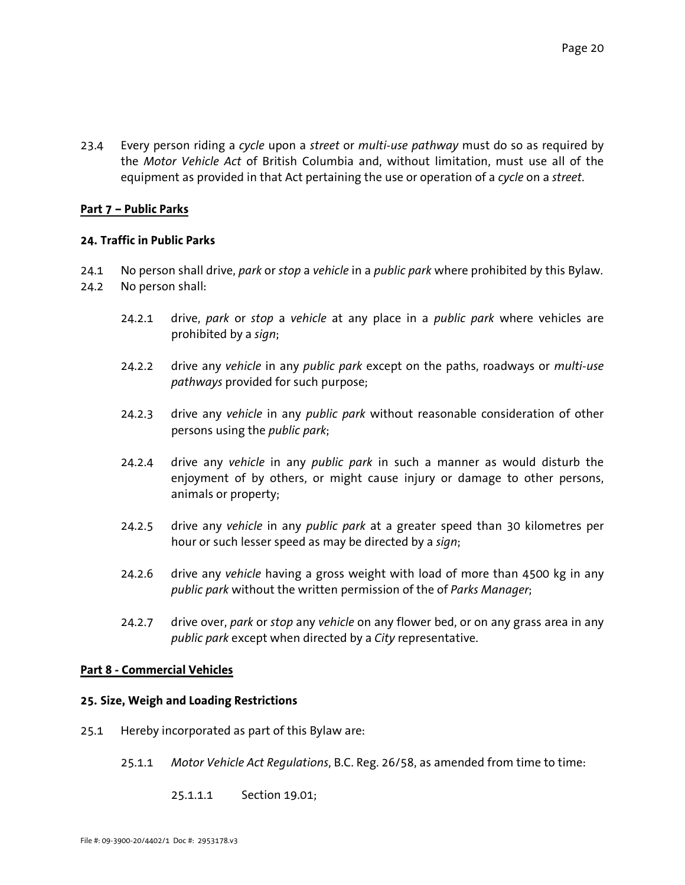23.4 Every person riding a *cycle* upon a *street* or *multi-use pathway* must do so as required by the *Motor Vehicle Act* of British Columbia and, without limitation, must use all of the equipment as provided in that Act pertaining the use or operation of a *cycle* on a *street*.

## **Part 7 – Public Parks**

### **24. Traffic in Public Parks**

24.1 No person shall drive, *park* or *stop* a *vehicle* in a *public park* where prohibited by this Bylaw.

24.2 No person shall:

> 24.2.1 drive, *park* or *stop* a *vehicle* at any place in a *public park* where vehicles are prohibited by a *sign*;
>
> 24.2.2 drive any *vehicle* in any *public park* except on the paths, roadways or *multi-use pathways* provided for such purpose;
>
> 24.2.3 drive any *vehicle* in any *public park* without reasonable consideration of other persons using the *public park*;
>
> 24.2.4 drive any *vehicle* in any *public park* in such a manner as would disturb the enjoyment of by others, or might cause injury or damage to other persons, animals or property;
>
> 24.2.5 drive any *vehicle* in any *public park* at a greater speed than 30 kilometres per hour or such lesser speed as may be directed by a *sign*;
>
> 24.2.6 drive any *vehicle* having a gross weight with load of more than 4500 kg in any *public park* without the written permission of the of *Parks Manager*;
>
> 24.2.7 drive over, *park* or *stop* any *vehicle* on any flower bed, or on any grass area in any *public park* except when directed by a *City* representative.

## **Part 8 - Commercial Vehicles**

### **25. Size, Weigh and Loading Restrictions**

25.1 Hereby incorporated as part of this Bylaw are:

> 25.1.1 *Motor Vehicle Act Regulations*, B.C. Reg. 26/58, as amended from time to time:
>
> > 25.1.1.1 Section 19.01;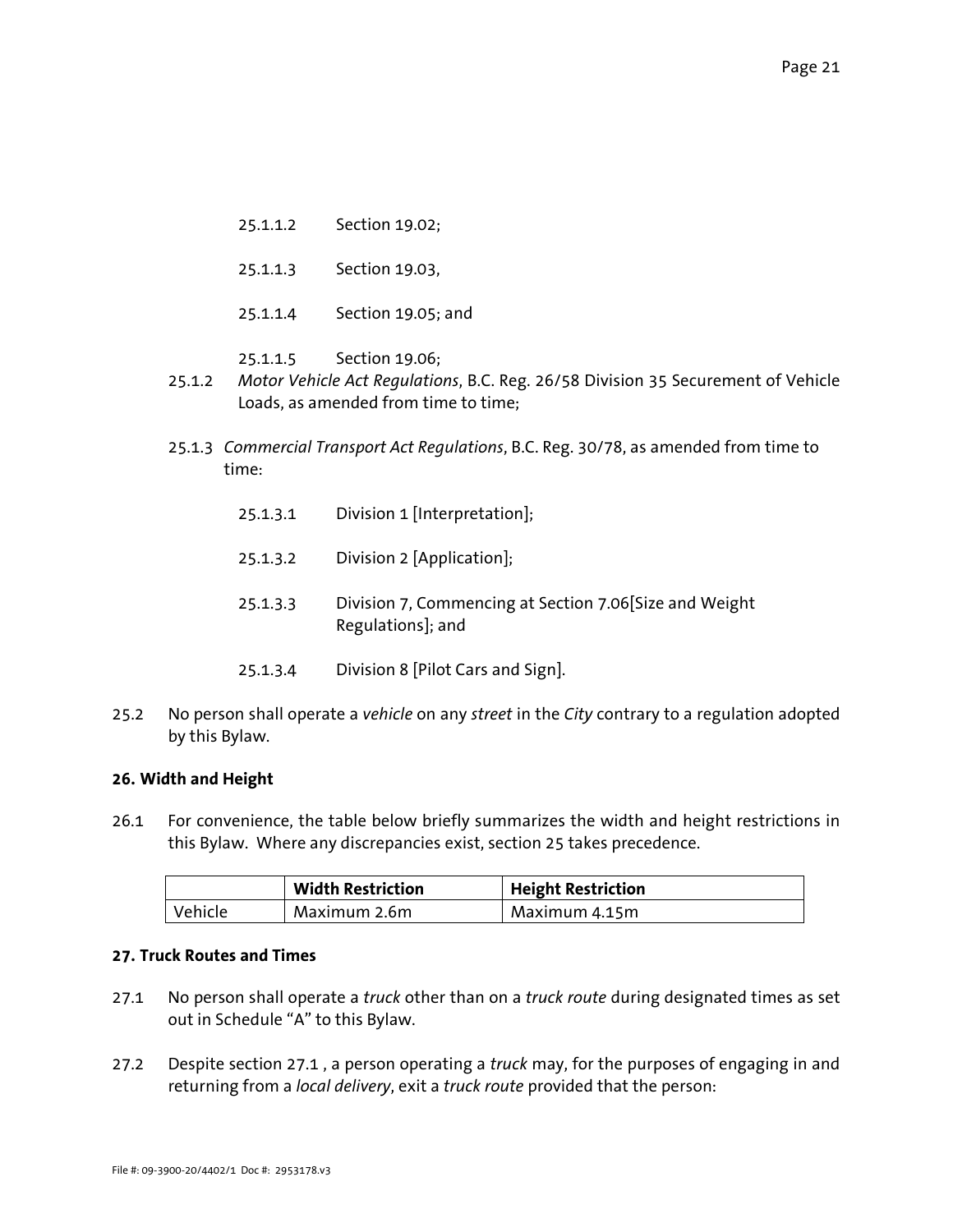25.1.1.2 Section 19.02;

25.1.1.3 Section 19.03,

25.1.1.4 Section 19.05; and

25.1.1.5 Section 19.06;

25.1.2 *Motor Vehicle Act Regulations*, B.C. Reg. 26/58 Division 35 Securement of Vehicle Loads, as amended from time to time;

25.1.3 *Commercial Transport Act Regulations*, B.C. Reg. 30/78, as amended from time to time:

25.1.3.1 Division 1 [Interpretation];

25.1.3.2 Division 2 [Application];

25.1.3.3 Division 7, Commencing at Section 7.06[Size and Weight Regulations]; and

25.1.3.4 Division 8 [Pilot Cars and Sign].

25.2 No person shall operate a *vehicle* on any *street* in the *City* contrary to a regulation adopted by this Bylaw.

**26. Width and Height**

26.1 For convenience, the table below briefly summarizes the width and height restrictions in this Bylaw. Where any discrepancies exist, section 25 takes precedence.

| | **Width Restriction** | **Height Restriction** |
|---|---|---|
| Vehicle | Maximum 2.6m | Maximum 4.15m |

**27. Truck Routes and Times**

27.1 No person shall operate a *truck* other than on a *truck route* during designated times as set out in Schedule "A" to this Bylaw.

27.2 Despite section 27.1 , a person operating a *truck* may, for the purposes of engaging in and returning from a *local delivery*, exit a *truck route* provided that the person: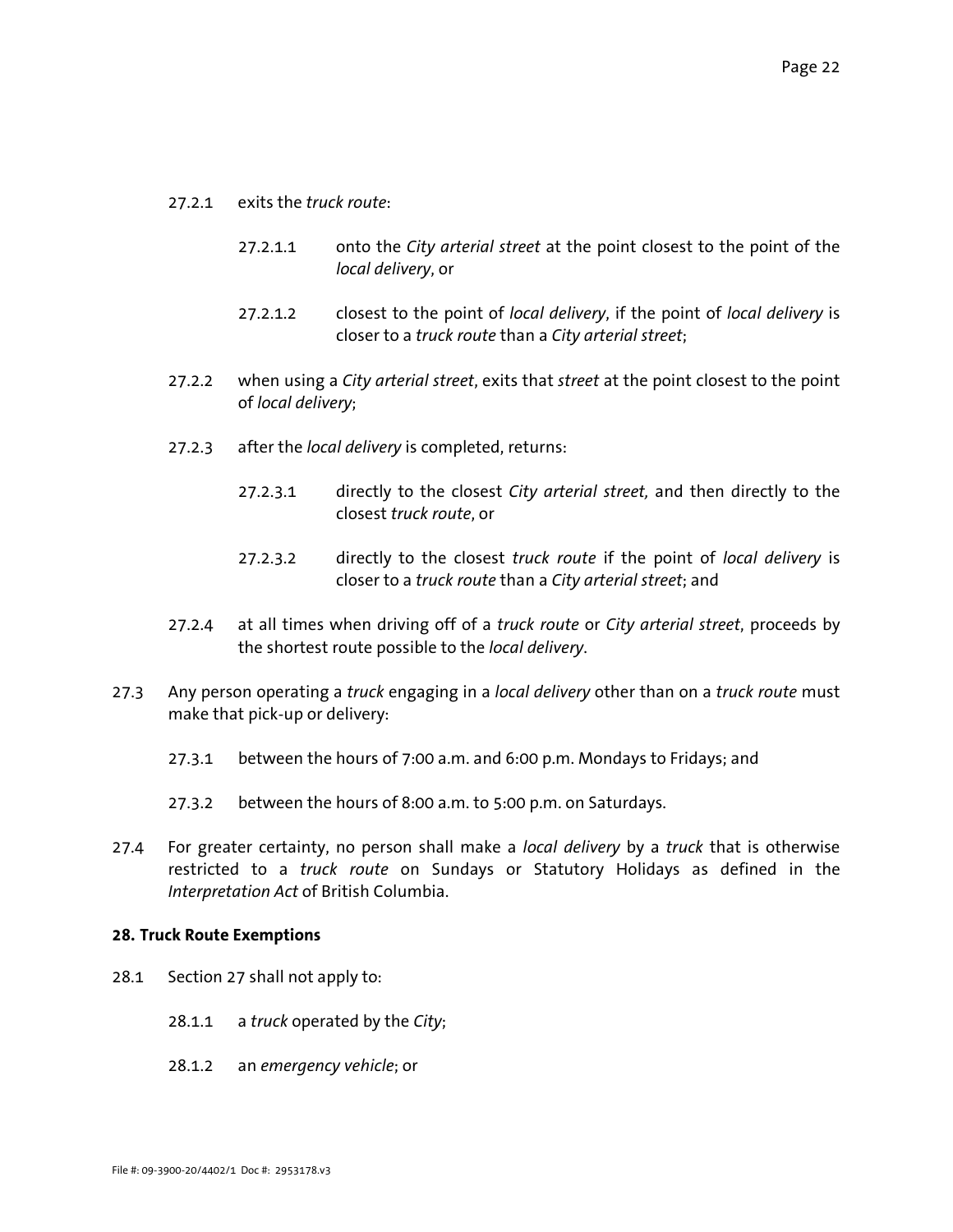27.2.1 exits the *truck route*:

27.2.1.1 onto the *City arterial street* at the point closest to the point of the *local delivery*, or

27.2.1.2 closest to the point of *local delivery*, if the point of *local delivery* is closer to a *truck route* than a *City arterial street*;

27.2.2 when using a *City arterial street*, exits that *street* at the point closest to the point of *local delivery*;

27.2.3 after the *local delivery* is completed, returns:

27.2.3.1 directly to the closest *City arterial street,* and then directly to the closest *truck route*, or

27.2.3.2 directly to the closest *truck route* if the point of *local delivery* is closer to a *truck route* than a *City arterial street*; and

27.2.4 at all times when driving off of a *truck route* or *City arterial street*, proceeds by the shortest route possible to the *local delivery*.

27.3 Any person operating a *truck* engaging in a *local delivery* other than on a *truck route* must make that pick-up or delivery:

27.3.1 between the hours of 7:00 a.m. and 6:00 p.m. Mondays to Fridays; and

27.3.2 between the hours of 8:00 a.m. to 5:00 p.m. on Saturdays.

27.4 For greater certainty, no person shall make a *local delivery* by a *truck* that is otherwise restricted to a *truck route* on Sundays or Statutory Holidays as defined in the *Interpretation Act* of British Columbia.

**28. Truck Route Exemptions**

28.1 Section 27 shall not apply to:

28.1.1 a *truck* operated by the *City*;

28.1.2 an *emergency vehicle*; or

File #: 09-3900-20/4402/1 Doc #: 2953178.v3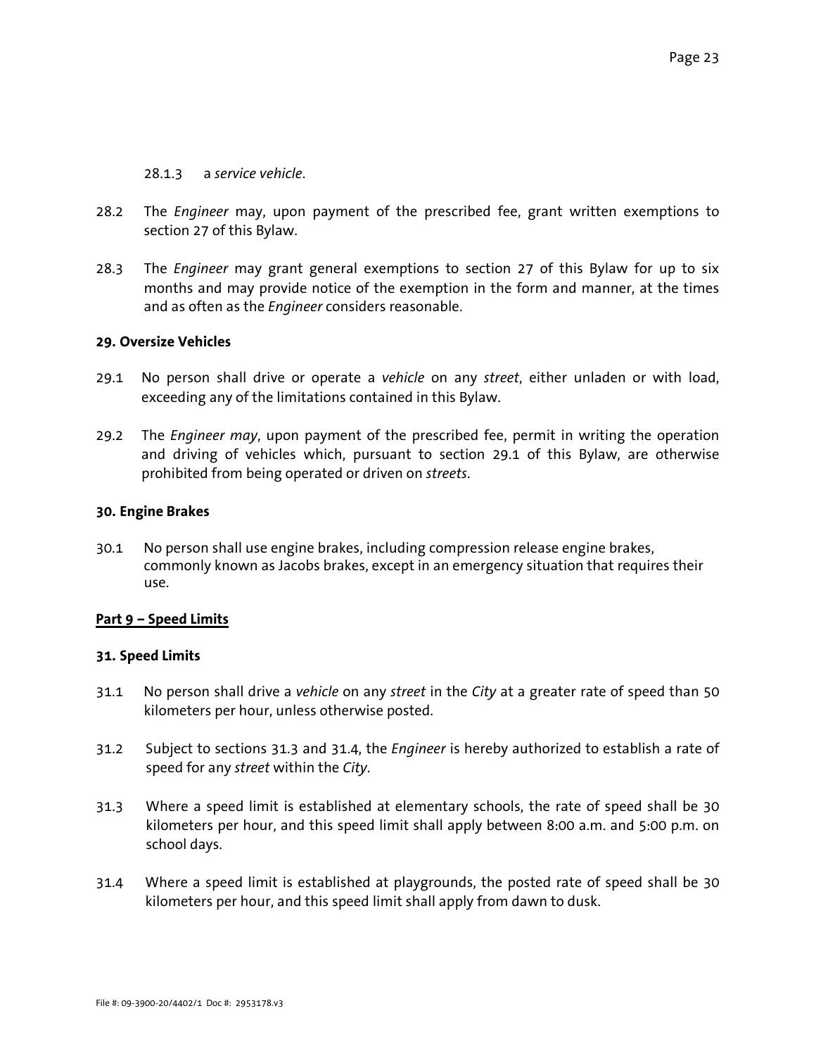28.1.3 a *service vehicle*.

28.2 The *Engineer* may, upon payment of the prescribed fee, grant written exemptions to section 27 of this Bylaw.

28.3 The *Engineer* may grant general exemptions to section 27 of this Bylaw for up to six months and may provide notice of the exemption in the form and manner, at the times and as often as the *Engineer* considers reasonable.

**29. Oversize Vehicles**

29.1 No person shall drive or operate a *vehicle* on any *street*, either unladen or with load, exceeding any of the limitations contained in this Bylaw.

29.2 The *Engineer may*, upon payment of the prescribed fee, permit in writing the operation and driving of vehicles which, pursuant to section 29.1 of this Bylaw, are otherwise prohibited from being operated or driven on *streets*.

**30. Engine Brakes**

30.1 No person shall use engine brakes, including compression release engine brakes, commonly known as Jacobs brakes, except in an emergency situation that requires their use.

**Part 9 – Speed Limits**

**31. Speed Limits**

31.1 No person shall drive a *vehicle* on any *street* in the *City* at a greater rate of speed than 50 kilometers per hour, unless otherwise posted.

31.2 Subject to sections 31.3 and 31.4, the *Engineer* is hereby authorized to establish a rate of speed for any *street* within the *City*.

31.3 Where a speed limit is established at elementary schools, the rate of speed shall be 30 kilometers per hour, and this speed limit shall apply between 8:00 a.m. and 5:00 p.m. on school days.

31.4 Where a speed limit is established at playgrounds, the posted rate of speed shall be 30 kilometers per hour, and this speed limit shall apply from dawn to dusk.

File #: 09-3900-20/4402/1 Doc #: 2953178.v3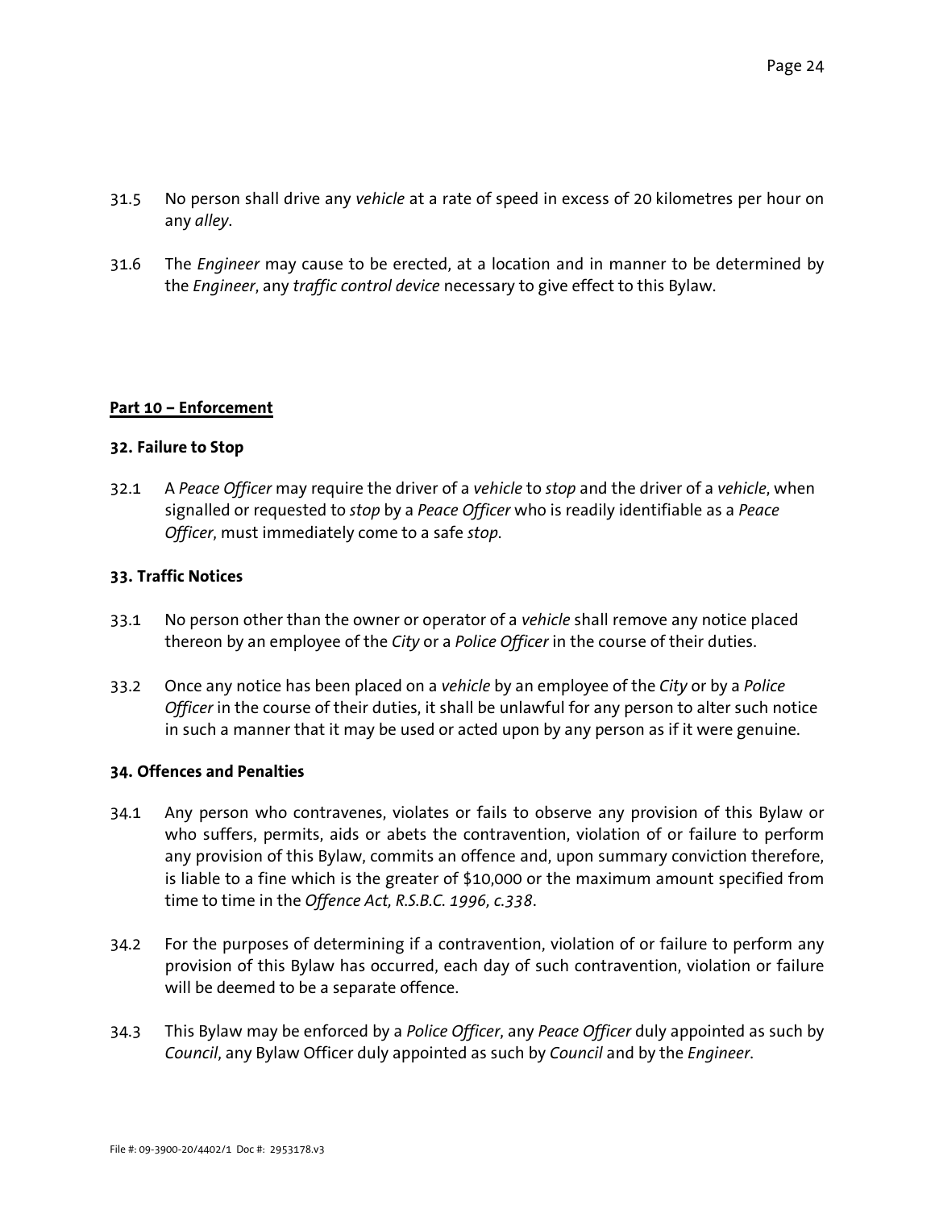31.5 No person shall drive any *vehicle* at a rate of speed in excess of 20 kilometres per hour on any *alley*.

31.6 The *Engineer* may cause to be erected, at a location and in manner to be determined by the *Engineer*, any *traffic control device* necessary to give effect to this Bylaw.

## Part 10 – Enforcement

### 32. Failure to Stop

32.1 A *Peace Officer* may require the driver of a *vehicle* to *stop* and the driver of a *vehicle*, when signalled or requested to *stop* by a *Peace Officer* who is readily identifiable as a *Peace Officer*, must immediately come to a safe *stop*.

### 33. Traffic Notices

33.1 No person other than the owner or operator of a *vehicle* shall remove any notice placed thereon by an employee of the *City* or a *Police Officer* in the course of their duties.

33.2 Once any notice has been placed on a *vehicle* by an employee of the *City* or by a *Police Officer* in the course of their duties, it shall be unlawful for any person to alter such notice in such a manner that it may be used or acted upon by any person as if it were genuine.

### 34. Offences and Penalties

34.1 Any person who contravenes, violates or fails to observe any provision of this Bylaw or who suffers, permits, aids or abets the contravention, violation of or failure to perform any provision of this Bylaw, commits an offence and, upon summary conviction therefore, is liable to a fine which is the greater of $10,000 or the maximum amount specified from time to time in the *Offence Act, R.S.B.C. 1996, c.338*.

34.2 For the purposes of determining if a contravention, violation of or failure to perform any provision of this Bylaw has occurred, each day of such contravention, violation or failure will be deemed to be a separate offence.

34.3 This Bylaw may be enforced by a *Police Officer*, any *Peace Officer* duly appointed as such by *Council*, any Bylaw Officer duly appointed as such by *Council* and by the *Engineer*.

File #: 09-3900-20/4402/1 Doc #: 2953178.v3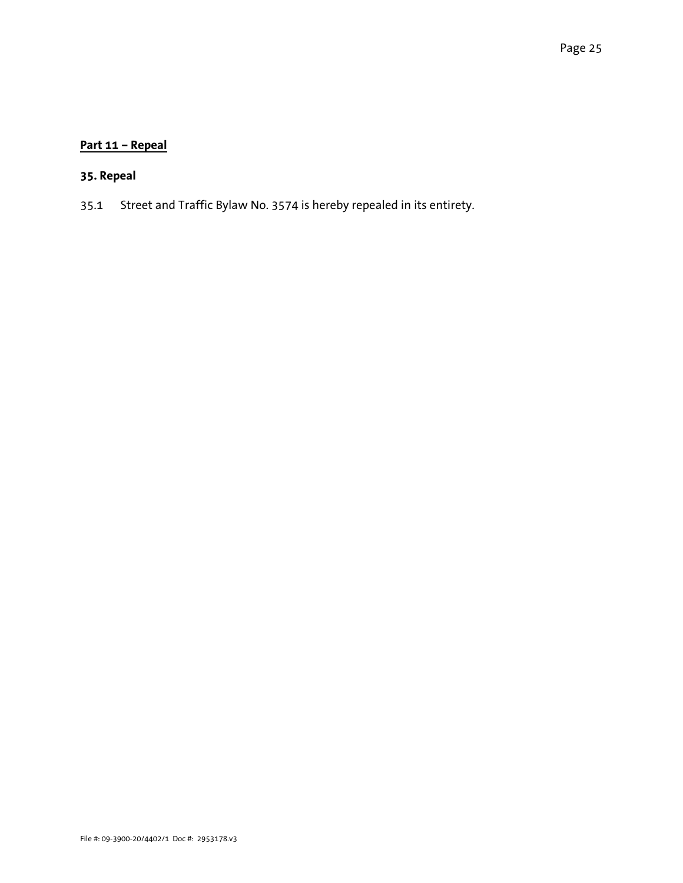## Part 11 – Repeal

### 35. Repeal

35.1 Street and Traffic Bylaw No. 3574 is hereby repealed in its entirety.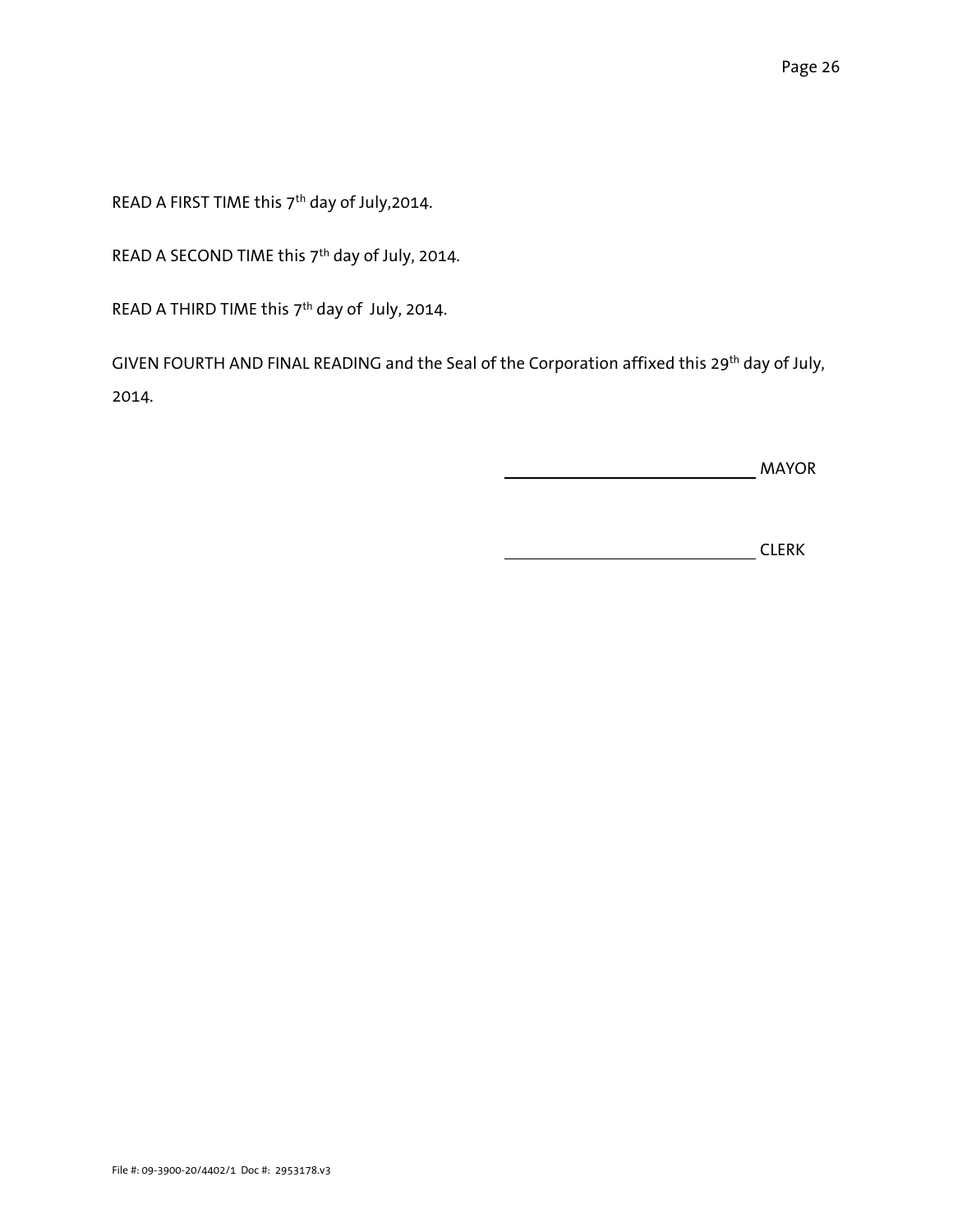READ A FIRST TIME this 7th day of July,2014.

READ A SECOND TIME this 7th day of July, 2014.

READ A THIRD TIME this 7th day of July, 2014.

GIVEN FOURTH AND FINAL READING and the Seal of the Corporation affixed this 29th day of July, 2014.

\_\_\_\_\_\_\_\_\_\_\_\_\_\_\_\_\_\_\_\_\_\_\_\_\_\_\_\_\_\_ MAYOR

\_\_\_\_\_\_\_\_\_\_\_\_\_\_\_\_\_\_\_\_\_\_\_\_\_\_\_\_\_\_ CLERK

File #: 09-3900-20/4402/1 Doc #: 2953178.v3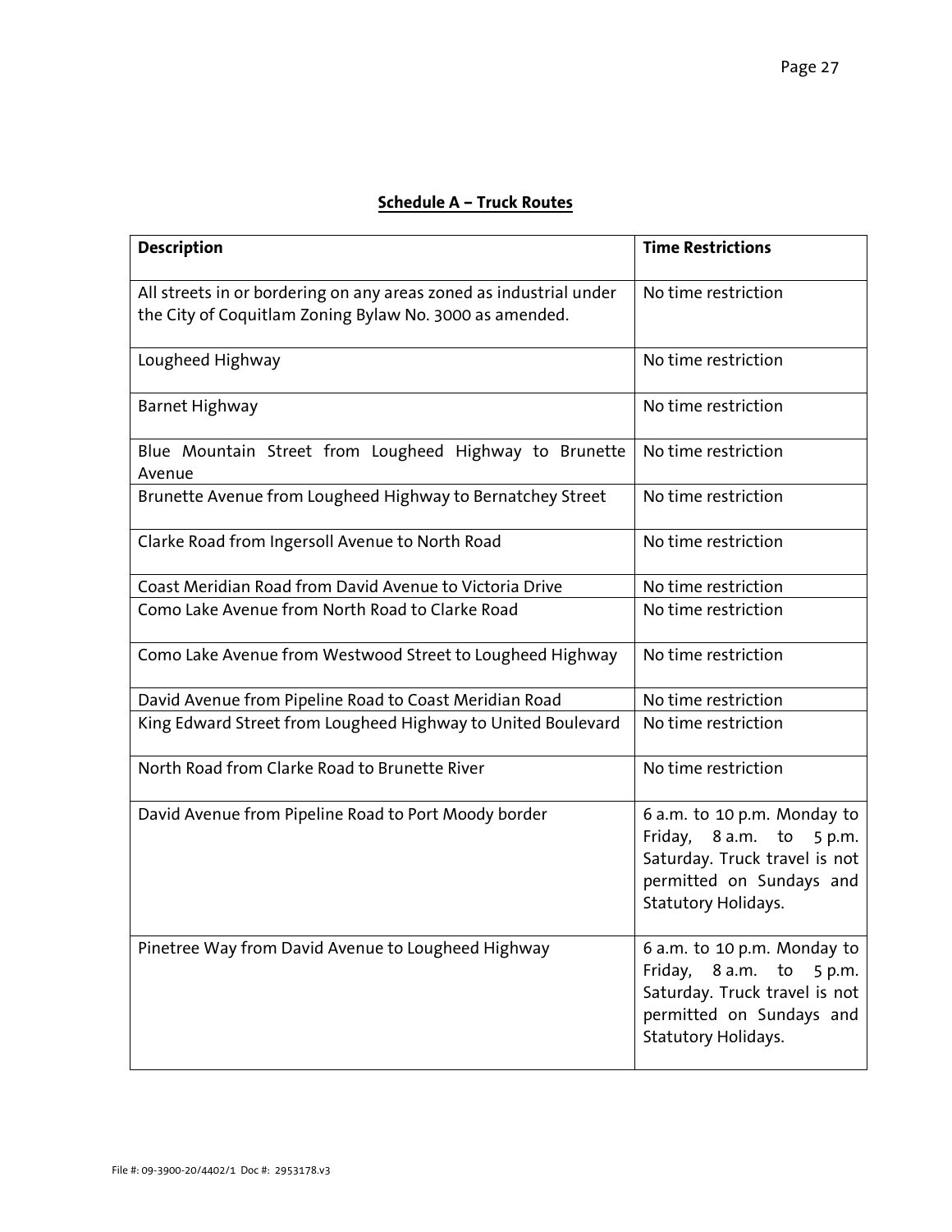## Schedule A – Truck Routes

| Description | Time Restrictions |
|---|---|
| All streets in or bordering on any areas zoned as industrial under the City of Coquitlam Zoning Bylaw No. 3000 as amended. | No time restriction |
| Lougheed Highway | No time restriction |
| Barnet Highway | No time restriction |
| Blue Mountain Street from Lougheed Highway to Brunette Avenue | No time restriction |
| Brunette Avenue from Lougheed Highway to Bernatchey Street | No time restriction |
| Clarke Road from Ingersoll Avenue to North Road | No time restriction |
| Coast Meridian Road from David Avenue to Victoria Drive | No time restriction |
| Como Lake Avenue from North Road to Clarke Road | No time restriction |
| Como Lake Avenue from Westwood Street to Lougheed Highway | No time restriction |
| David Avenue from Pipeline Road to Coast Meridian Road | No time restriction |
| King Edward Street from Lougheed Highway to United Boulevard | No time restriction |
| North Road from Clarke Road to Brunette River | No time restriction |
| David Avenue from Pipeline Road to Port Moody border | 6 a.m. to 10 p.m. Monday to Friday, 8 a.m. to 5 p.m. Saturday. Truck travel is not permitted on Sundays and Statutory Holidays. |
| Pinetree Way from David Avenue to Lougheed Highway | 6 a.m. to 10 p.m. Monday to Friday, 8 a.m. to 5 p.m. Saturday. Truck travel is not permitted on Sundays and Statutory Holidays. |

File #: 09-3900-20/4402/1 Doc #: 2953178.v3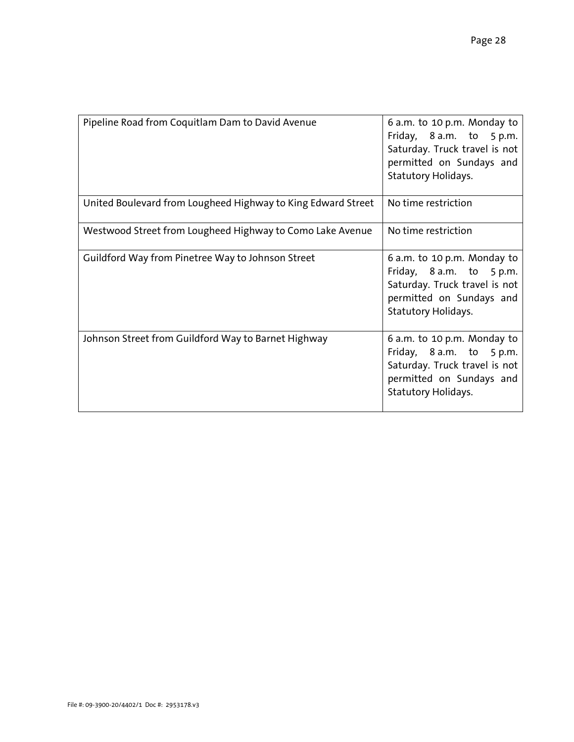| | |
|---|---|
| Pipeline Road from Coquitlam Dam to David Avenue | 6 a.m. to 10 p.m. Monday to Friday, 8 a.m. to 5 p.m. Saturday. Truck travel is not permitted on Sundays and Statutory Holidays. |
| United Boulevard from Lougheed Highway to King Edward Street | No time restriction |
| Westwood Street from Lougheed Highway to Como Lake Avenue | No time restriction |
| Guildford Way from Pinetree Way to Johnson Street | 6 a.m. to 10 p.m. Monday to Friday, 8 a.m. to 5 p.m. Saturday. Truck travel is not permitted on Sundays and Statutory Holidays. |
| Johnson Street from Guildford Way to Barnet Highway | 6 a.m. to 10 p.m. Monday to Friday, 8 a.m. to 5 p.m. Saturday. Truck travel is not permitted on Sundays and Statutory Holidays. |